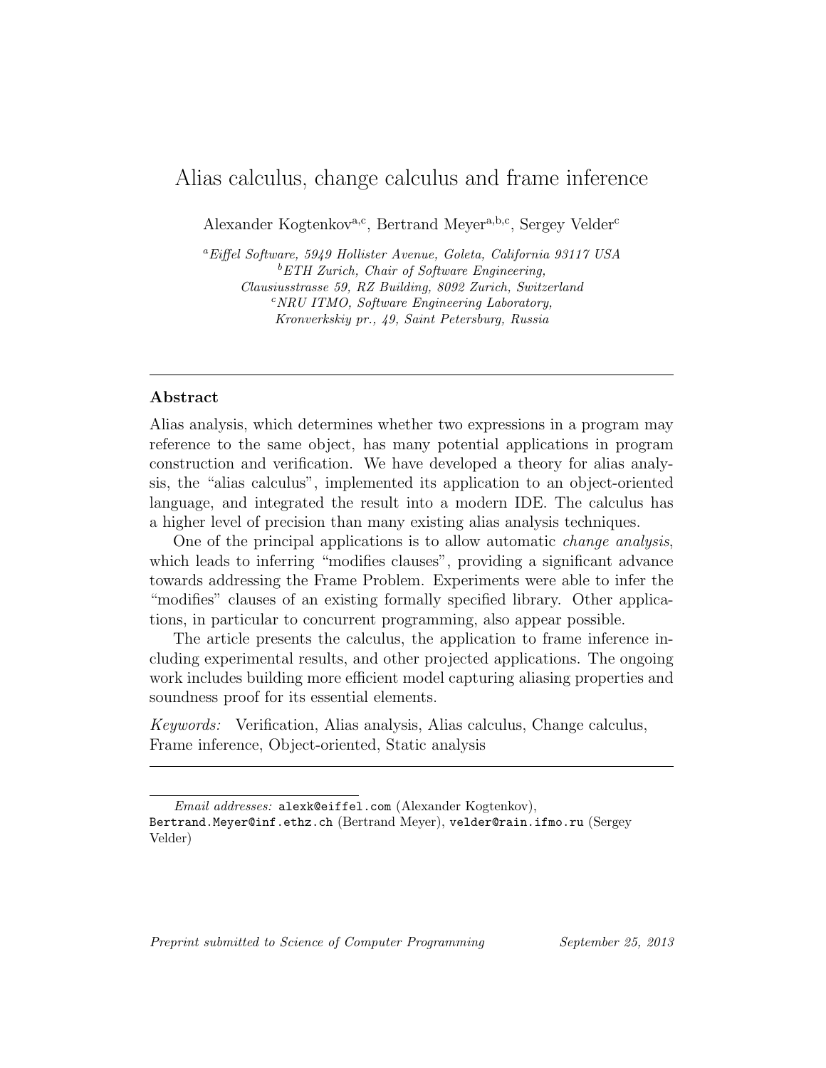# Alias calculus, change calculus and frame inference

Alexander Kogtenkov[a,c], Bertrand Meyer[a,b,c], Sergey Velder[c]

[a] *Eiffel Software, 5949 Hollister Avenue, Goleta, California 93117 USA*
[b] *ETH Zurich, Chair of Software Engineering, Clausiusstrasse 59, RZ Building, 8092 Zurich, Switzerland*
[c] *NRU ITMO, Software Engineering Laboratory, Kronverkskiy pr., 49, Saint Petersburg, Russia*

---

## Abstract

Alias analysis, which determines whether two expressions in a program may reference to the same object, has many potential applications in program construction and verification. We have developed a theory for alias analysis, the "alias calculus", implemented its application to an object-oriented language, and integrated the result into a modern IDE. The calculus has a higher level of precision than many existing alias analysis techniques.

One of the principal applications is to allow automatic *change analysis*, which leads to inferring "modifies clauses", providing a significant advance towards addressing the Frame Problem. Experiments were able to infer the "modifies" clauses of an existing formally specified library. Other applications, in particular to concurrent programming, also appear possible.

The article presents the calculus, the application to frame inference including experimental results, and other projected applications. The ongoing work includes building more efficient model capturing aliasing properties and soundness proof for its essential elements.

*Keywords:* Verification, Alias analysis, Alias calculus, Change calculus, Frame inference, Object-oriented, Static analysis

---

*Email addresses:* alexk@eiffel.com (Alexander Kogtenkov), Bertrand.Meyer@inf.ethz.ch (Bertrand Meyer), velder@rain.ifmo.ru (Sergey Velder)

*Preprint submitted to Science of Computer Programming* *September 25, 2013*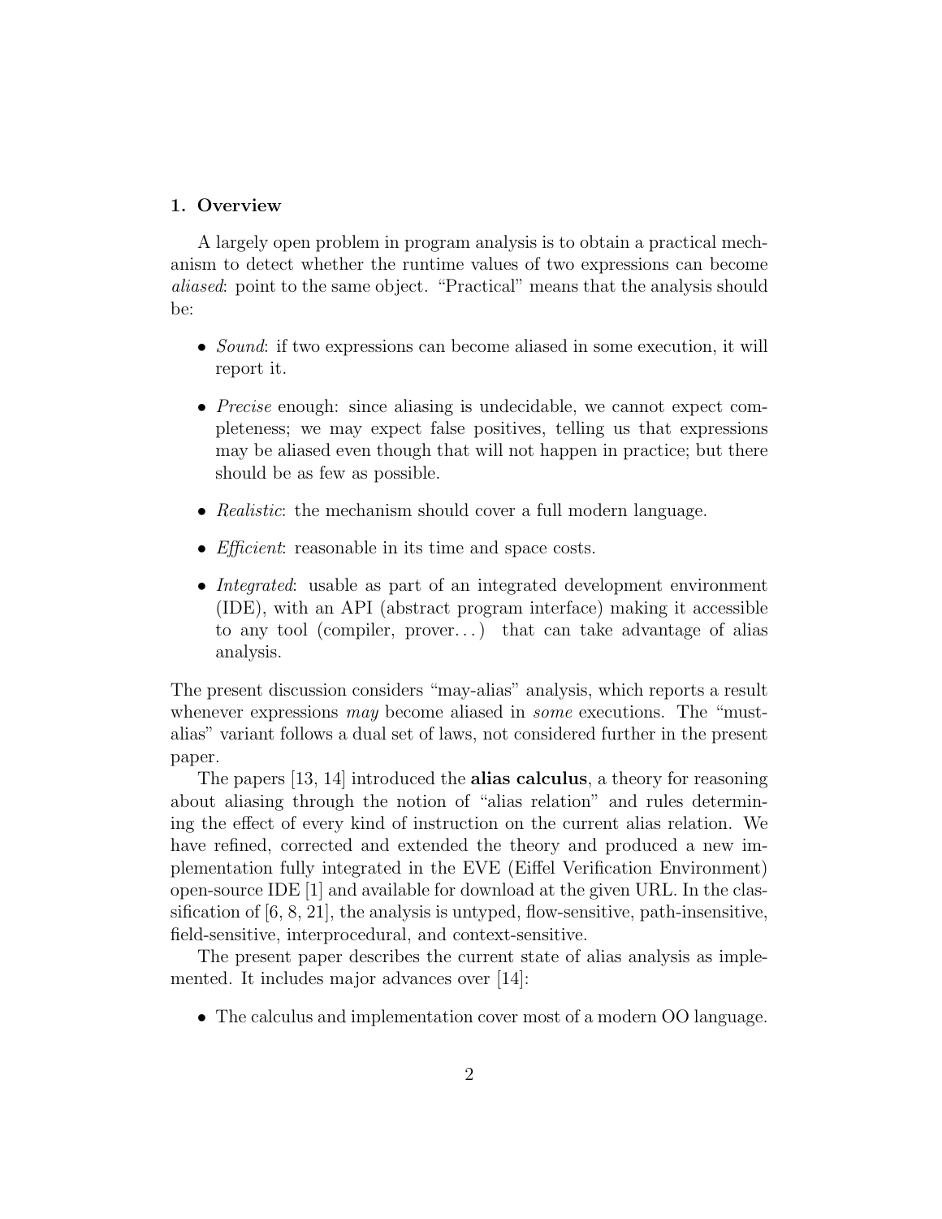## 1. Overview

A largely open problem in program analysis is to obtain a practical mechanism to detect whether the runtime values of two expressions can become *aliased*: point to the same object. "Practical" means that the analysis should be:

- *Sound*: if two expressions can become aliased in some execution, it will report it.
- *Precise* enough: since aliasing is undecidable, we cannot expect completeness; we may expect false positives, telling us that expressions may be aliased even though that will not happen in practice; but there should be as few as possible.
- *Realistic*: the mechanism should cover a full modern language.
- *Efficient*: reasonable in its time and space costs.
- *Integrated*: usable as part of an integrated development environment (IDE), with an API (abstract program interface) making it accessible to any tool (compiler, prover...) that can take advantage of alias analysis.

The present discussion considers "may-alias" analysis, which reports a result whenever expressions *may* become aliased in *some* executions. The "must-alias" variant follows a dual set of laws, not considered further in the present paper.

The papers [13, 14] introduced the **alias calculus**, a theory for reasoning about aliasing through the notion of "alias relation" and rules determining the effect of every kind of instruction on the current alias relation. We have refined, corrected and extended the theory and produced a new implementation fully integrated in the EVE (Eiffel Verification Environment) open-source IDE [1] and available for download at the given URL. In the classification of [6, 8, 21], the analysis is untyped, flow-sensitive, path-insensitive, field-sensitive, interprocedural, and context-sensitive.

The present paper describes the current state of alias analysis as implemented. It includes major advances over [14]:

- The calculus and implementation cover most of a modern OO language.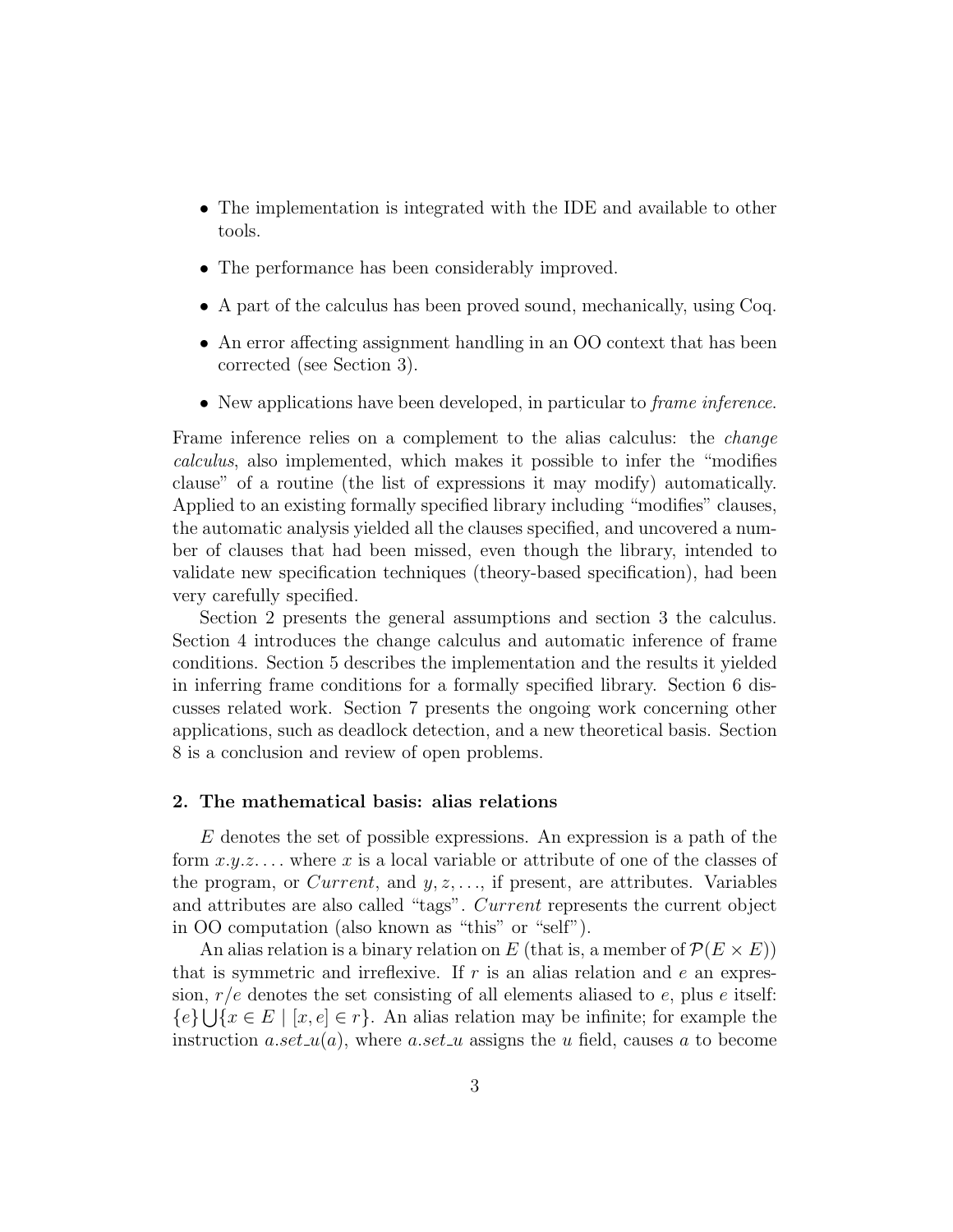- The implementation is integrated with the IDE and available to other tools.
- The performance has been considerably improved.
- A part of the calculus has been proved sound, mechanically, using Coq.
- An error affecting assignment handling in an OO context that has been corrected (see Section 3).
- New applications have been developed, in particular to *frame inference*.

Frame inference relies on a complement to the alias calculus: the *change calculus*, also implemented, which makes it possible to infer the "modifies clause" of a routine (the list of expressions it may modify) automatically. Applied to an existing formally specified library including "modifies" clauses, the automatic analysis yielded all the clauses specified, and uncovered a number of clauses that had been missed, even though the library, intended to validate new specification techniques (theory-based specification), had been very carefully specified.

Section 2 presents the general assumptions and section 3 the calculus. Section 4 introduces the change calculus and automatic inference of frame conditions. Section 5 describes the implementation and the results it yielded in inferring frame conditions for a formally specified library. Section 6 discusses related work. Section 7 presents the ongoing work concerning other applications, such as deadlock detection, and a new theoretical basis. Section 8 is a conclusion and review of open problems.

## 2. The mathematical basis: alias relations

$E$ denotes the set of possible expressions. An expression is a path of the form $x.y.z.\ldots$ where $x$ is a local variable or attribute of one of the classes of the program, or $Current$, and $y, z, \ldots$, if present, are attributes. Variables and attributes are also called "tags". $Current$ represents the current object in OO computation (also known as "this" or "self").

An alias relation is a binary relation on $E$ (that is, a member of $\mathcal{P}(E \times E)$) that is symmetric and irreflexive. If $r$ is an alias relation and $e$ an expression, $r/e$ denotes the set consisting of all elements aliased to $e$, plus $e$ itself: $\{e\} \bigcup \{x \in E \mid [x, e] \in r\}$. An alias relation may be infinite; for example the instruction $a.set\_u(a)$, where $a.set\_u$ assigns the $u$ field, causes $a$ to become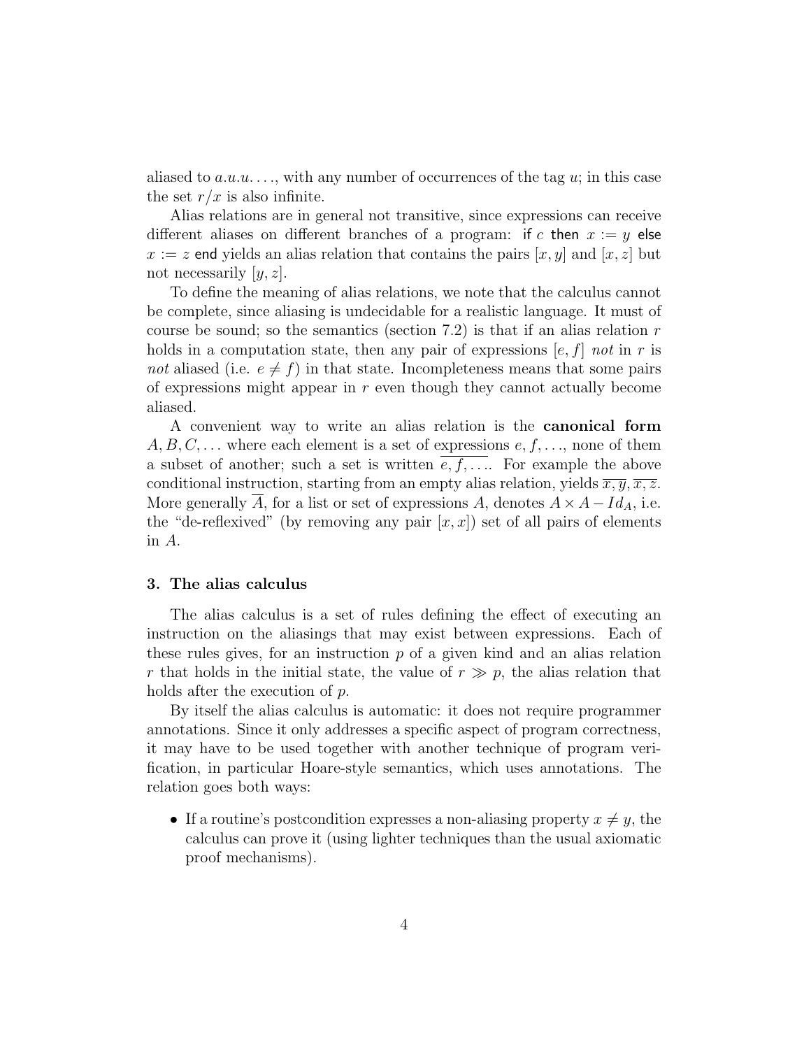aliased to $a.u.u.\ldots$, with any number of occurrences of the tag $u$; in this case the set $r/x$ is also infinite.

Alias relations are in general not transitive, since expressions can receive different aliases on different branches of a program: if $c$ then $x := y$ else $x := z$ end yields an alias relation that contains the pairs $[x, y]$ and $[x, z]$ but not necessarily $[y, z]$.

To define the meaning of alias relations, we note that the calculus cannot be complete, since aliasing is undecidable for a realistic language. It must of course be sound; so the semantics (section 7.2) is that if an alias relation $r$ holds in a computation state, then any pair of expressions $[e, f]$ *not* in $r$ is *not* aliased (i.e. $e \neq f$) in that state. Incompleteness means that some pairs of expressions might appear in $r$ even though they cannot actually become aliased.

A convenient way to write an alias relation is the **canonical form** $A, B, C, \ldots$ where each element is a set of expressions $e, f, \ldots$, none of them a subset of another; such a set is written $\overline{e, f, \ldots}$. For example the above conditional instruction, starting from an empty alias relation, yields $\overline{x, y}, \overline{x, z}$. More generally $\overline{A}$, for a list or set of expressions $A$, denotes $A \times A - Id_A$, i.e. the "de-reflexived" (by removing any pair $[x, x]$) set of all pairs of elements in $A$.

## 3. The alias calculus

The alias calculus is a set of rules defining the effect of executing an instruction on the aliasings that may exist between expressions. Each of these rules gives, for an instruction $p$ of a given kind and an alias relation $r$ that holds in the initial state, the value of $r \gg p$, the alias relation that holds after the execution of $p$.

By itself the alias calculus is automatic: it does not require programmer annotations. Since it only addresses a specific aspect of program correctness, it may have to be used together with another technique of program verification, in particular Hoare-style semantics, which uses annotations. The relation goes both ways:

- If a routine's postcondition expresses a non-aliasing property $x \neq y$, the calculus can prove it (using lighter techniques than the usual axiomatic proof mechanisms).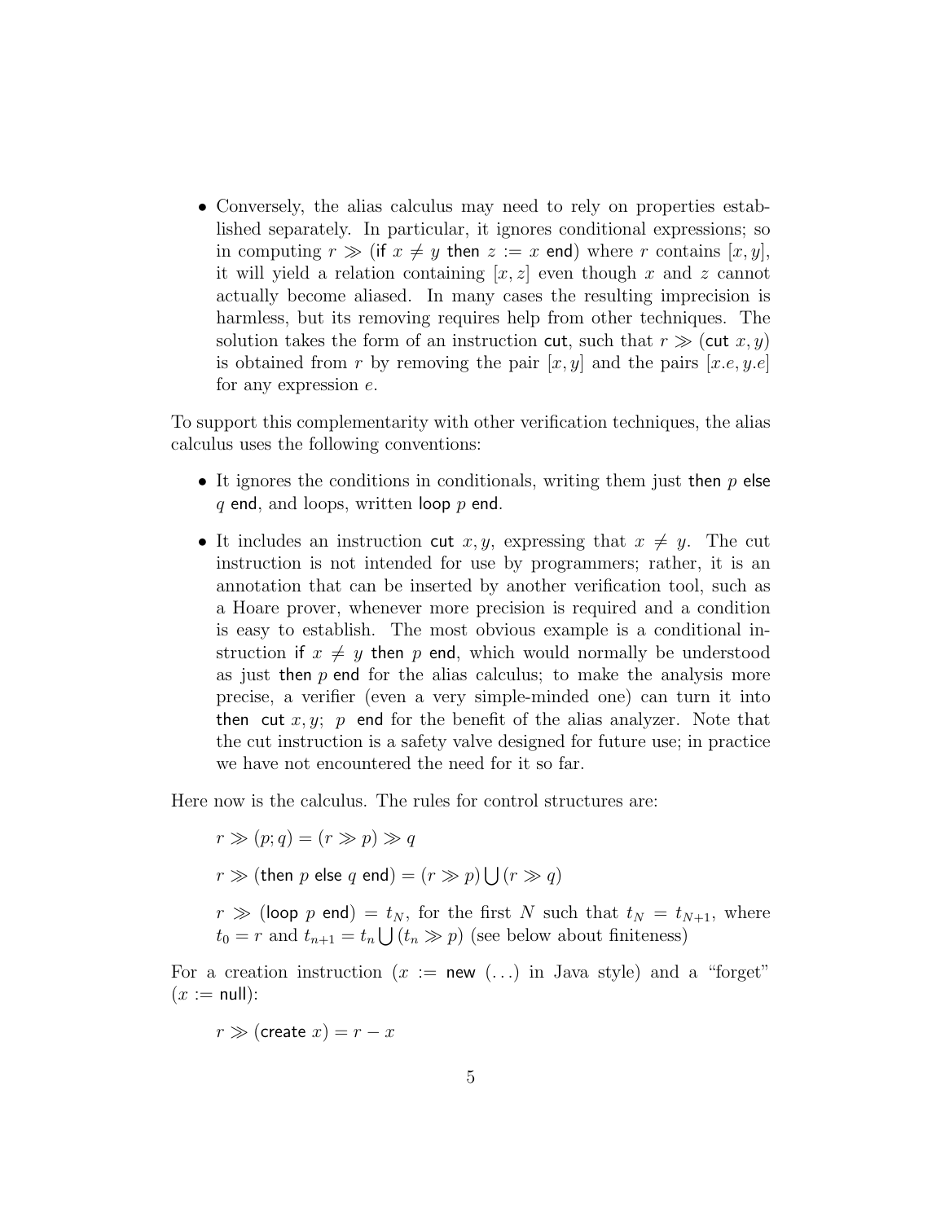- Conversely, the alias calculus may need to rely on properties established separately. In particular, it ignores conditional expressions; so in computing $r \gg (\textsf{if } x \neq y \textsf{ then } z := x \textsf{ end})$ where $r$ contains $[x, y]$, it will yield a relation containing $[x, z]$ even though $x$ and $z$ cannot actually become aliased. In many cases the resulting imprecision is harmless, but its removing requires help from other techniques. The solution takes the form of an instruction cut, such that $r \gg (\textsf{cut } x, y)$ is obtained from $r$ by removing the pair $[x, y]$ and the pairs $[x.e, y.e]$ for any expression $e$.

To support this complementarity with other verification techniques, the alias calculus uses the following conventions:

- It ignores the conditions in conditionals, writing them just then $p$ else $q$ end, and loops, written loop $p$ end.
- It includes an instruction cut $x, y$, expressing that $x \neq y$. The cut instruction is not intended for use by programmers; rather, it is an annotation that can be inserted by another verification tool, such as a Hoare prover, whenever more precision is required and a condition is easy to establish. The most obvious example is a conditional instruction if $x \neq y$ then $p$ end, which would normally be understood as just then $p$ end for the alias calculus; to make the analysis more precise, a verifier (even a very simple-minded one) can turn it into then cut $x, y$; $p$ end for the benefit of the alias analyzer. Note that the cut instruction is a safety valve designed for future use; in practice we have not encountered the need for it so far.

Here now is the calculus. The rules for control structures are:

$r \gg (p; q) = (r \gg p) \gg q$

$r \gg (\textsf{then } p \textsf{ else } q \textsf{ end}) = (r \gg p) \bigcup (r \gg q)$

$r \gg (\textsf{loop } p \textsf{ end}) = t_N$, for the first $N$ such that $t_N = t_{N+1}$, where $t_0 = r$ and $t_{n+1} = t_n \bigcup (t_n \gg p)$ (see below about finiteness)

For a creation instruction ($x :=$ new $(\ldots)$ in Java style) and a "forget" ($x :=$ null):

$r \gg (\textsf{create } x) = r - x$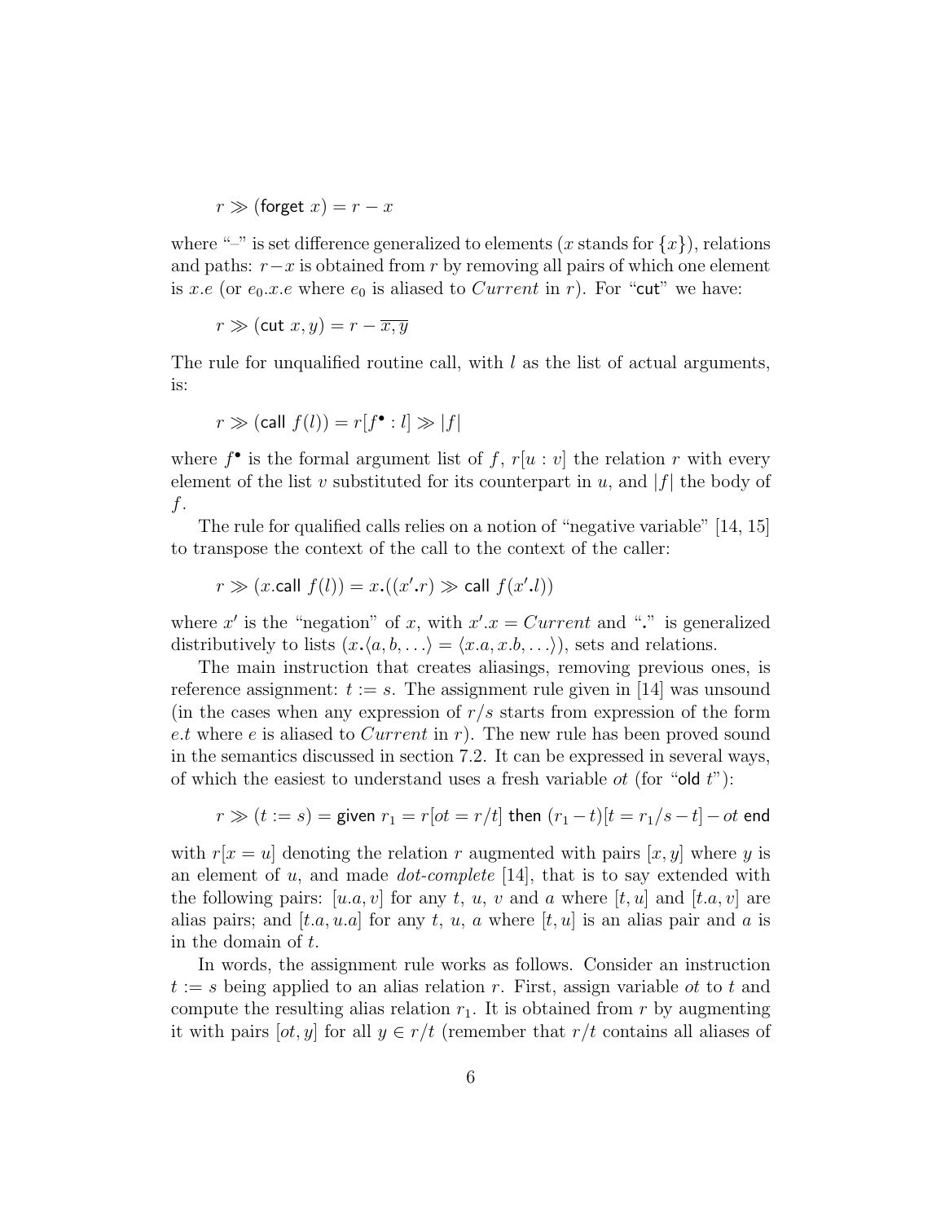$$r \gg (\textsf{forget } x) = r - x$$

where "–" is set difference generalized to elements ($x$ stands for $\{x\}$), relations and paths: $r - x$ is obtained from $r$ by removing all pairs of which one element is $x.e$ (or $e_0.x.e$ where $e_0$ is aliased to $Current$ in $r$). For "cut" we have:

$$r \gg (\textsf{cut } x, y) = r - \overline{x, y}$$

The rule for unqualified routine call, with $l$ as the list of actual arguments, is:

$$r \gg (\textsf{call } f(l)) = r[f^\bullet : l] \gg |f|$$

where $f^\bullet$ is the formal argument list of $f$, $r[u : v]$ the relation $r$ with every element of the list $v$ substituted for its counterpart in $u$, and $|f|$ the body of $f$.

The rule for qualified calls relies on a notion of "negative variable" [14, 15] to transpose the context of the call to the context of the caller:

$$r \gg (x.\textsf{call } f(l)) = x\boldsymbol{.}((x'\boldsymbol{.}r) \gg \textsf{call } f(x'\boldsymbol{.}l))$$

where $x'$ is the "negation" of $x$, with $x'.x = Current$ and "$\boldsymbol{.}$" is generalized distributively to lists ($x\boldsymbol{.}\langle a, b, \ldots\rangle = \langle x.a, x.b, \ldots\rangle$), sets and relations.

The main instruction that creates aliasings, removing previous ones, is reference assignment: $t := s$. The assignment rule given in [14] was unsound (in the cases when any expression of $r/s$ starts from expression of the form $e.t$ where $e$ is aliased to $Current$ in $r$). The new rule has been proved sound in the semantics discussed in section 7.2. It can be expressed in several ways, of which the easiest to understand uses a fresh variable $ot$ (for "old $t$"):

$$r \gg (t := s) = \textsf{given } r_1 = r[ot = r/t] \textsf{ then } (r_1 - t)[t = r_1/s - t] - ot \textsf{ end}$$

with $r[x = u]$ denoting the relation $r$ augmented with pairs $[x, y]$ where $y$ is an element of $u$, and made *dot-complete* [14], that is to say extended with the following pairs: $[u.a, v]$ for any $t$, $u$, $v$ and $a$ where $[t, u]$ and $[t.a, v]$ are alias pairs; and $[t.a, u.a]$ for any $t$, $u$, $a$ where $[t, u]$ is an alias pair and $a$ is in the domain of $t$.

In words, the assignment rule works as follows. Consider an instruction $t := s$ being applied to an alias relation $r$. First, assign variable $ot$ to $t$ and compute the resulting alias relation $r_1$. It is obtained from $r$ by augmenting it with pairs $[ot, y]$ for all $y \in r/t$ (remember that $r/t$ contains all aliases of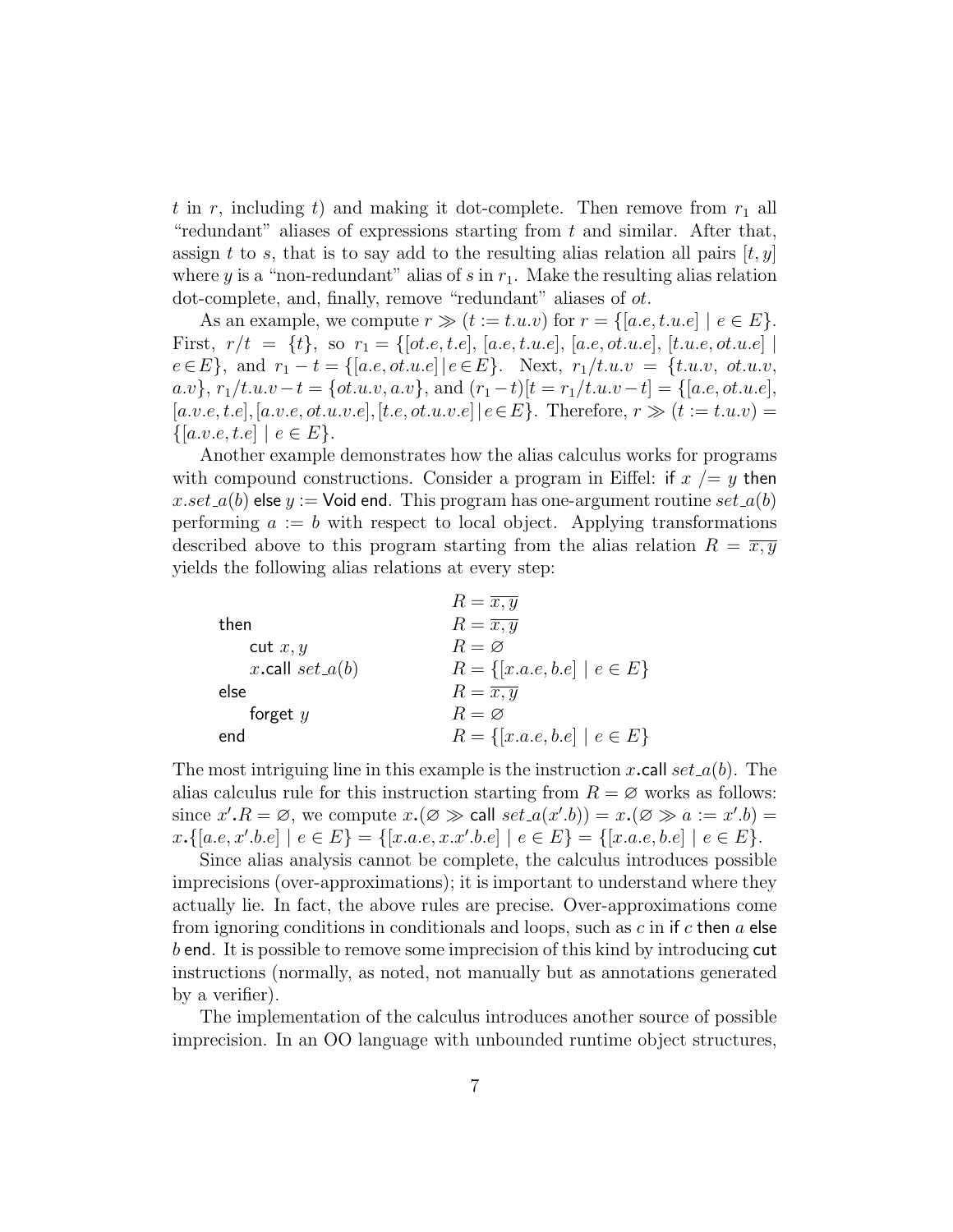$t$ in $r$, including $t$) and making it dot-complete. Then remove from $r_1$ all "redundant" aliases of expressions starting from $t$ and similar. After that, assign $t$ to $s$, that is to say add to the resulting alias relation all pairs $[t, y]$ where $y$ is a "non-redundant" alias of $s$ in $r_1$. Make the resulting alias relation dot-complete, and, finally, remove "redundant" aliases of $ot$.

As an example, we compute $r \gg (t := t.u.v)$ for $r = \{[a.e, t.u.e] \mid e \in E\}$. First, $r/t = \{t\}$, so $r_1 = \{[ot.e, t.e], [a.e, t.u.e], [a.e, ot.u.e], [t.u.e, ot.u.e] \mid e \in E\}$, and $r_1 - t = \{[a.e, ot.u.e] \mid e \in E\}$. Next, $r_1/t.u.v = \{t.u.v,\ ot.u.v,\ a.v\}$, $r_1/t.u.v - t = \{ot.u.v, a.v\}$, and $(r_1 - t)[t = r_1/t.u.v - t] = \{[a.e, ot.u.e], [a.v.e, t.e], [a.v.e, ot.u.v.e], [t.e, ot.u.v.e] \mid e \in E\}$. Therefore, $r \gg (t := t.u.v) = \{[a.v.e, t.e] \mid e \in E\}$.

Another example demonstrates how the alias calculus works for programs with compound constructions. Consider a program in Eiffel: if $x$ /= $y$ then $x.set\_a(b)$ else $y :=$ Void end. This program has one-argument routine $set\_a(b)$ performing $a := b$ with respect to local object. Applying transformations described above to this program starting from the alias relation $R = \overline{x, y}$ yields the following alias relations at every step:

| | |
|---|---|
| | $R = \overline{x, y}$ |
| then | $R = \overline{x, y}$ |
| cut $x, y$ | $R = \varnothing$ |
| $x$.call $set\_a(b)$ | $R = \{[x.a.e, b.e] \mid e \in E\}$ |
| else | $R = \overline{x, y}$ |
| forget $y$ | $R = \varnothing$ |
| end | $R = \{[x.a.e, b.e] \mid e \in E\}$ |

The most intriguing line in this example is the instruction $x$.call $set\_a(b)$. The alias calculus rule for this instruction starting from $R = \varnothing$ works as follows: since $x'.R = \varnothing$, we compute $x.(\varnothing \gg \text{call } set\_a(x'.b)) = x.(\varnothing \gg a := x'.b) = x.\{[a.e, x'.b.e] \mid e \in E\} = \{[x.a.e, x.x'.b.e] \mid e \in E\} = \{[x.a.e, b.e] \mid e \in E\}$.

Since alias analysis cannot be complete, the calculus introduces possible imprecisions (over-approximations); it is important to understand where they actually lie. In fact, the above rules are precise. Over-approximations come from ignoring conditions in conditionals and loops, such as $c$ in if $c$ then $a$ else $b$ end. It is possible to remove some imprecision of this kind by introducing cut instructions (normally, as noted, not manually but as annotations generated by a verifier).

The implementation of the calculus introduces another source of possible imprecision. In an OO language with unbounded runtime object structures,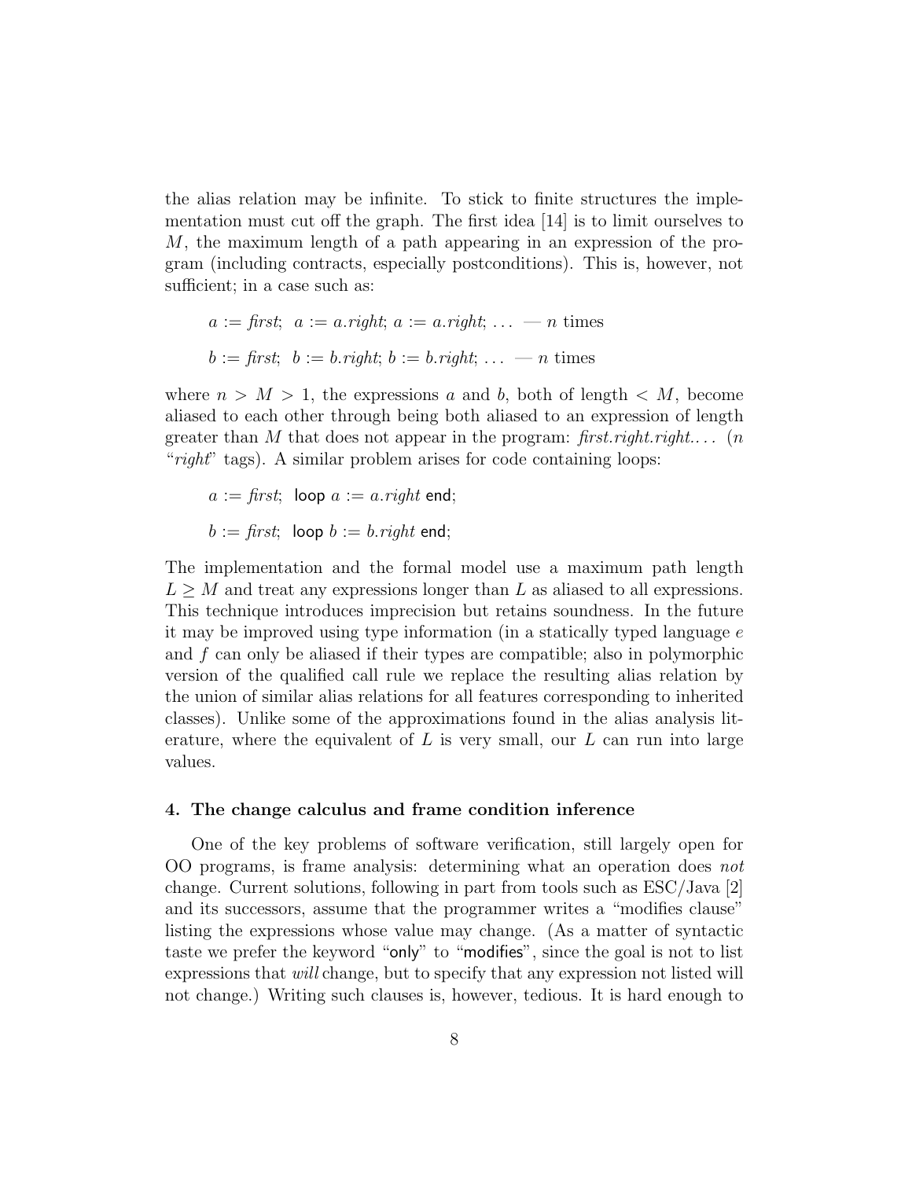the alias relation may be infinite. To stick to finite structures the implementation must cut off the graph. The first idea [14] is to limit ourselves to $M$, the maximum length of a path appearing in an expression of the program (including contracts, especially postconditions). This is, however, not sufficient; in a case such as:

$a := \mathit{first};\;\; a := a.\mathit{right};\, a := a.\mathit{right};\, \ldots$ — $n$ times

$b := \mathit{first};\;\; b := b.\mathit{right};\, b := b.\mathit{right};\, \ldots$ — $n$ times

where $n > M > 1$, the expressions $a$ and $b$, both of length $< M$, become aliased to each other through being both aliased to an expression of length greater than $M$ that does not appear in the program: *first.right.right....* ($n$ "*right*" tags). A similar problem arises for code containing loops:

$a := \mathit{first};$ loop $a := a.\mathit{right}$ end;

$b := \mathit{first};$ loop $b := b.\mathit{right}$ end;

The implementation and the formal model use a maximum path length $L \geq M$ and treat any expressions longer than $L$ as aliased to all expressions. This technique introduces imprecision but retains soundness. In the future it may be improved using type information (in a statically typed language $e$ and $f$ can only be aliased if their types are compatible; also in polymorphic version of the qualified call rule we replace the resulting alias relation by the union of similar alias relations for all features corresponding to inherited classes). Unlike some of the approximations found in the alias analysis literature, where the equivalent of $L$ is very small, our $L$ can run into large values.

#### 4. The change calculus and frame condition inference

One of the key problems of software verification, still largely open for OO programs, is frame analysis: determining what an operation does *not* change. Current solutions, following in part from tools such as ESC/Java [2] and its successors, assume that the programmer writes a "modifies clause" listing the expressions whose value may change. (As a matter of syntactic taste we prefer the keyword "only" to "modifies", since the goal is not to list expressions that *will* change, but to specify that any expression not listed will not change.) Writing such clauses is, however, tedious. It is hard enough to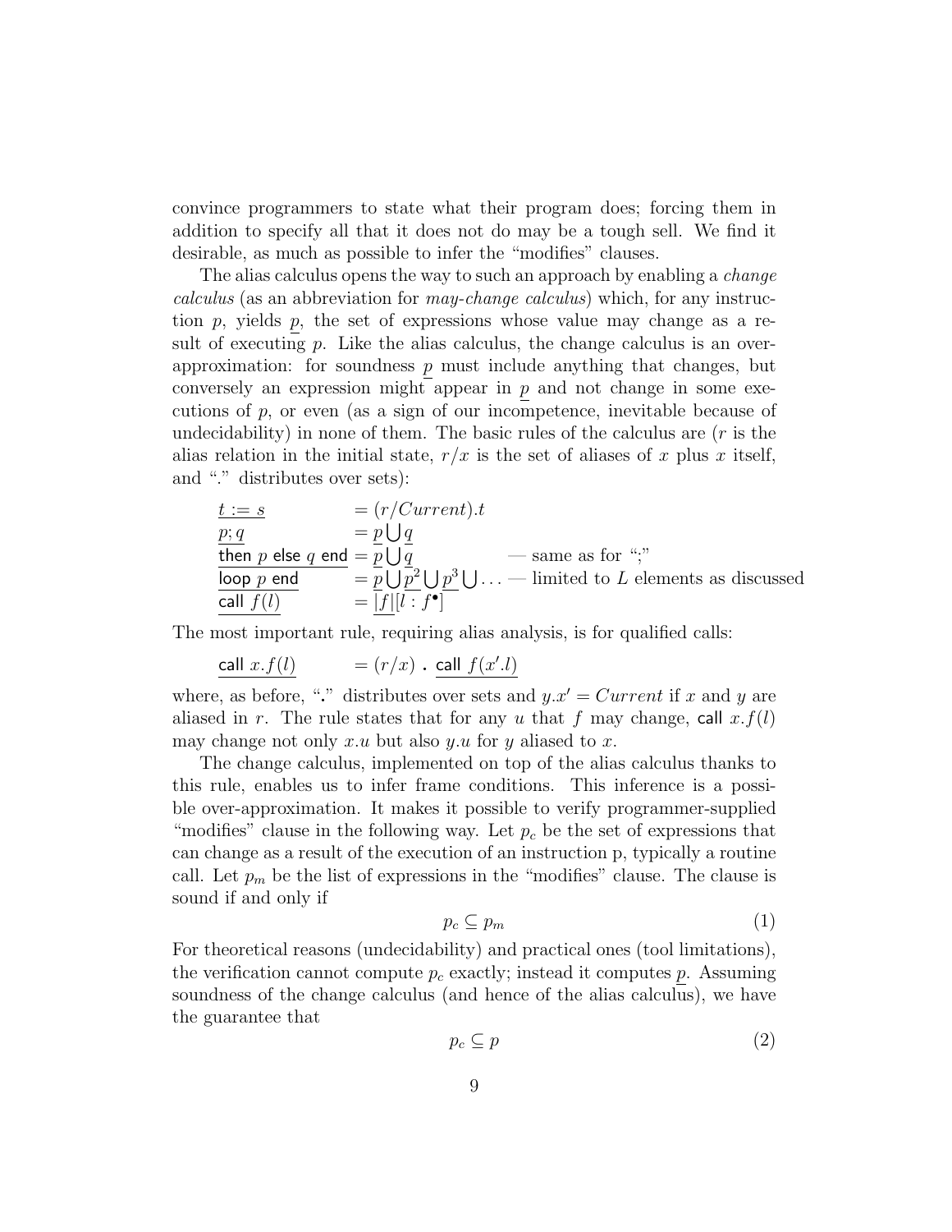convince programmers to state what their program does; forcing them in addition to specify all that it does not do may be a tough sell. We find it desirable, as much as possible to infer the "modifies" clauses.

The alias calculus opens the way to such an approach by enabling a *change calculus* (as an abbreviation for *may-change calculus*) which, for any instruction $p$, yields $\underline{p}$, the set of expressions whose value may change as a result of executing $p$. Like the alias calculus, the change calculus is an over-approximation: for soundness $\underline{p}$ must include anything that changes, but conversely an expression might appear in $\underline{p}$ and not change in some executions of $p$, or even (as a sign of our incompetence, inevitable because of undecidability) in none of them. The basic rules of the calculus are ($r$ is the alias relation in the initial state, $r/x$ is the set of aliases of $x$ plus $x$ itself, and "." distributes over sets):

$$\begin{array}{ll}
\underline{t := s} & = (r/Current).t \\
\underline{p; q} & = \underline{p} \bigcup \underline{q} \\
\underline{\textsf{then } p \textsf{ else } q \textsf{ end}} & = \underline{p} \bigcup \underline{q} \qquad \text{— same as for ";"} \\
\underline{\textsf{loop } p \textsf{ end}} & = \underline{p} \bigcup \underline{p^2} \bigcup \underline{p^3} \bigcup \ldots \text{— limited to } L \text{ elements as discussed} \\
\underline{\textsf{call } f(l)} & = \underline{|f|}[l : f^\bullet]
\end{array}$$

The most important rule, requiring alias analysis, is for qualified calls:

$$\underline{\textsf{call } x.f(l)} \qquad = (r/x) \ \textbf{.} \ \underline{\textsf{call } f(x'.l)}$$

where, as before, "**.**" distributes over sets and $y.x' = Current$ if $x$ and $y$ are aliased in $r$. The rule states that for any $u$ that $f$ may change, call $x.f(l)$ may change not only $x.u$ but also $y.u$ for $y$ aliased to $x$.

The change calculus, implemented on top of the alias calculus thanks to this rule, enables us to infer frame conditions. This inference is a possible over-approximation. It makes it possible to verify programmer-supplied "modifies" clause in the following way. Let $p_c$ be the set of expressions that can change as a result of the execution of an instruction p, typically a routine call. Let $p_m$ be the list of expressions in the "modifies" clause. The clause is sound if and only if

$$p_c \subseteq p_m \tag{1}$$

For theoretical reasons (undecidability) and practical ones (tool limitations), the verification cannot compute $p_c$ exactly; instead it computes $\underline{p}$. Assuming soundness of the change calculus (and hence of the alias calculus), we have the guarantee that

$$p_c \subseteq \underline{p} \tag{2}$$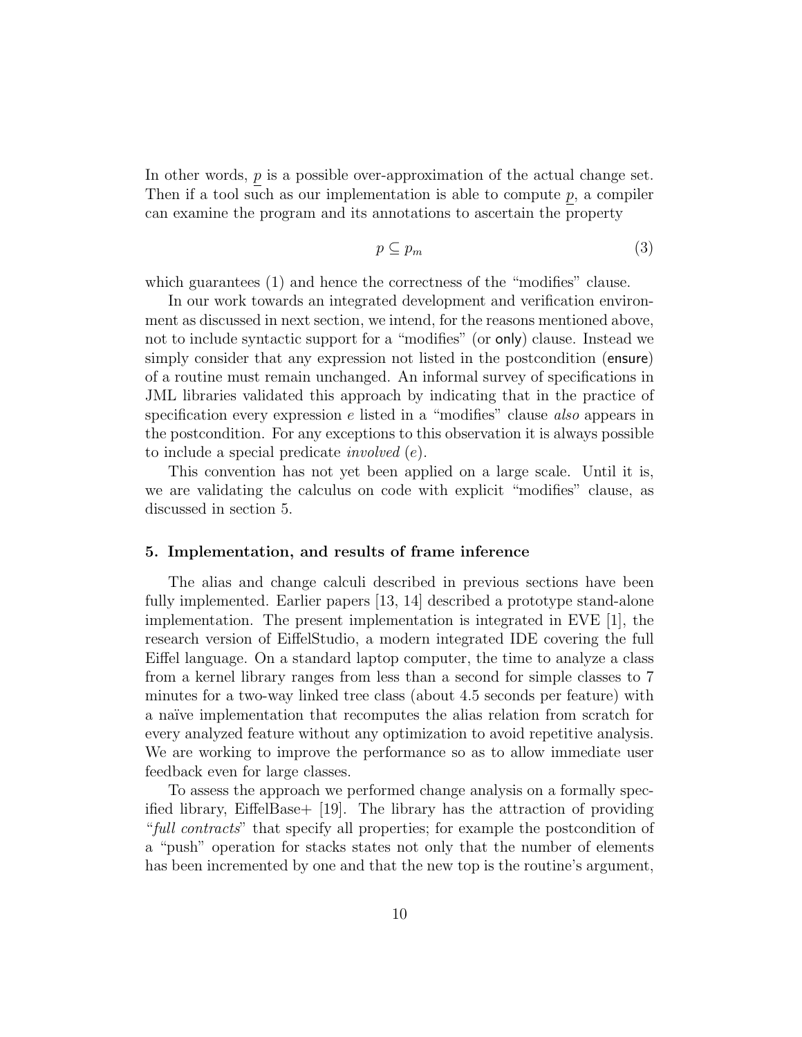In other words, $\underline{p}$ is a possible over-approximation of the actual change set. Then if a tool such as our implementation is able to compute $\underline{p}$, a compiler can examine the program and its annotations to ascertain the property

$$p \subseteq p_m \tag{3}$$

which guarantees (1) and hence the correctness of the "modifies" clause.

In our work towards an integrated development and verification environment as discussed in next section, we intend, for the reasons mentioned above, not to include syntactic support for a "modifies" (or only) clause. Instead we simply consider that any expression not listed in the postcondition (ensure) of a routine must remain unchanged. An informal survey of specifications in JML libraries validated this approach by indicating that in the practice of specification every expression $e$ listed in a "modifies" clause *also* appears in the postcondition. For any exceptions to this observation it is always possible to include a special predicate *involved* $(e)$.

This convention has not yet been applied on a large scale. Until it is, we are validating the calculus on code with explicit "modifies" clause, as discussed in section 5.

## 5. Implementation, and results of frame inference

The alias and change calculi described in previous sections have been fully implemented. Earlier papers [13, 14] described a prototype stand-alone implementation. The present implementation is integrated in EVE [1], the research version of EiffelStudio, a modern integrated IDE covering the full Eiffel language. On a standard laptop computer, the time to analyze a class from a kernel library ranges from less than a second for simple classes to 7 minutes for a two-way linked tree class (about 4.5 seconds per feature) with a naïve implementation that recomputes the alias relation from scratch for every analyzed feature without any optimization to avoid repetitive analysis. We are working to improve the performance so as to allow immediate user feedback even for large classes.

To assess the approach we performed change analysis on a formally specified library, EiffelBase+ [19]. The library has the attraction of providing "*full contracts*" that specify all properties; for example the postcondition of a "push" operation for stacks states not only that the number of elements has been incremented by one and that the new top is the routine's argument,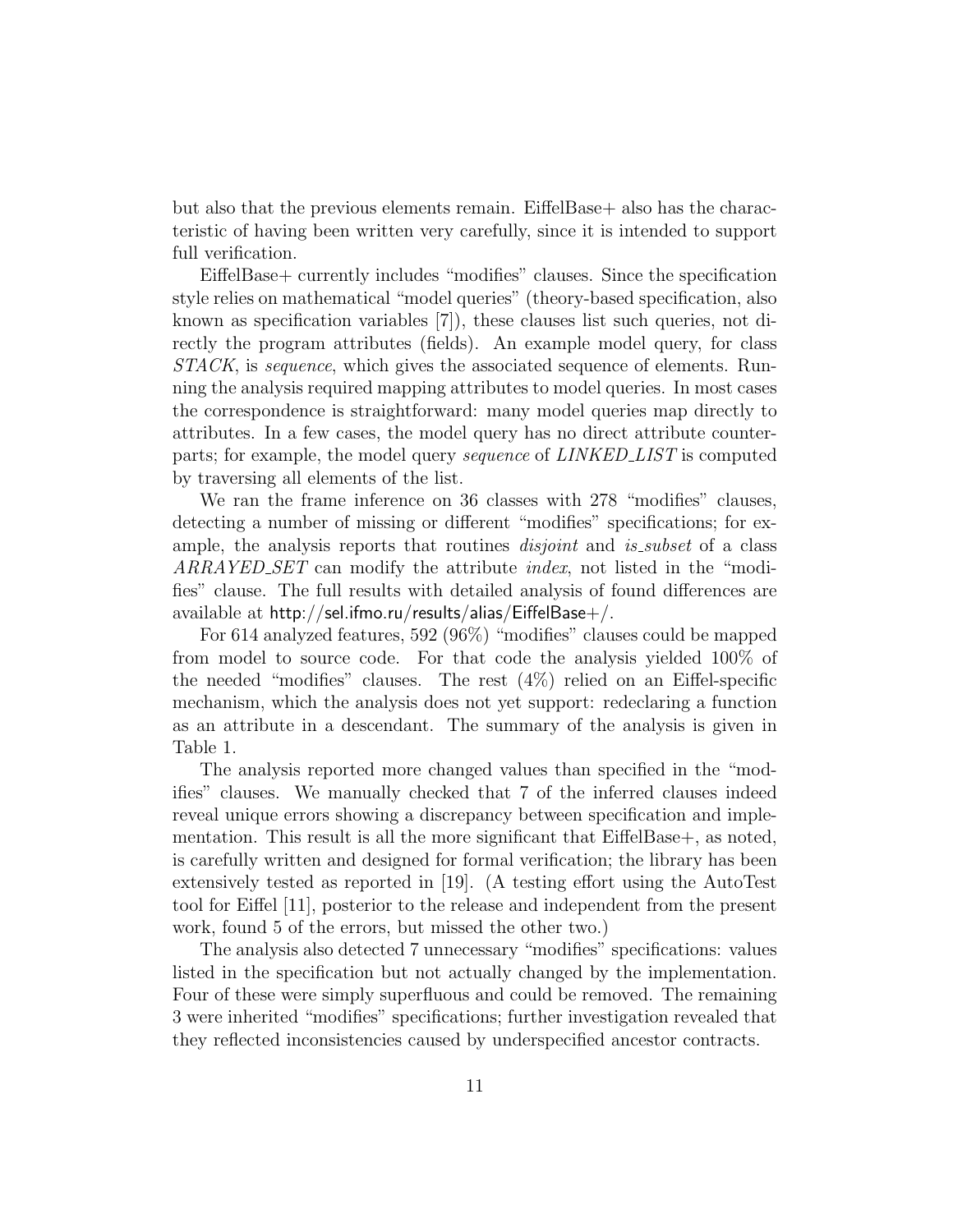but also that the previous elements remain. EiffelBase+ also has the characteristic of having been written very carefully, since it is intended to support full verification.

EiffelBase+ currently includes "modifies" clauses. Since the specification style relies on mathematical "model queries" (theory-based specification, also known as specification variables [7]), these clauses list such queries, not directly the program attributes (fields). An example model query, for class *STACK*, is *sequence*, which gives the associated sequence of elements. Running the analysis required mapping attributes to model queries. In most cases the correspondence is straightforward: many model queries map directly to attributes. In a few cases, the model query has no direct attribute counterparts; for example, the model query *sequence* of *LINKED_LIST* is computed by traversing all elements of the list.

We ran the frame inference on 36 classes with 278 "modifies" clauses, detecting a number of missing or different "modifies" specifications; for example, the analysis reports that routines *disjoint* and *is_subset* of a class *ARRAYED_SET* can modify the attribute *index*, not listed in the "modifies" clause. The full results with detailed analysis of found differences are available at http://sel.ifmo.ru/results/alias/EiffelBase+/.

For 614 analyzed features, 592 (96%) "modifies" clauses could be mapped from model to source code. For that code the analysis yielded 100% of the needed "modifies" clauses. The rest (4%) relied on an Eiffel-specific mechanism, which the analysis does not yet support: redeclaring a function as an attribute in a descendant. The summary of the analysis is given in Table 1.

The analysis reported more changed values than specified in the "modifies" clauses. We manually checked that 7 of the inferred clauses indeed reveal unique errors showing a discrepancy between specification and implementation. This result is all the more significant that EiffelBase+, as noted, is carefully written and designed for formal verification; the library has been extensively tested as reported in [19]. (A testing effort using the AutoTest tool for Eiffel [11], posterior to the release and independent from the present work, found 5 of the errors, but missed the other two.)

The analysis also detected 7 unnecessary "modifies" specifications: values listed in the specification but not actually changed by the implementation. Four of these were simply superfluous and could be removed. The remaining 3 were inherited "modifies" specifications; further investigation revealed that they reflected inconsistencies caused by underspecified ancestor contracts.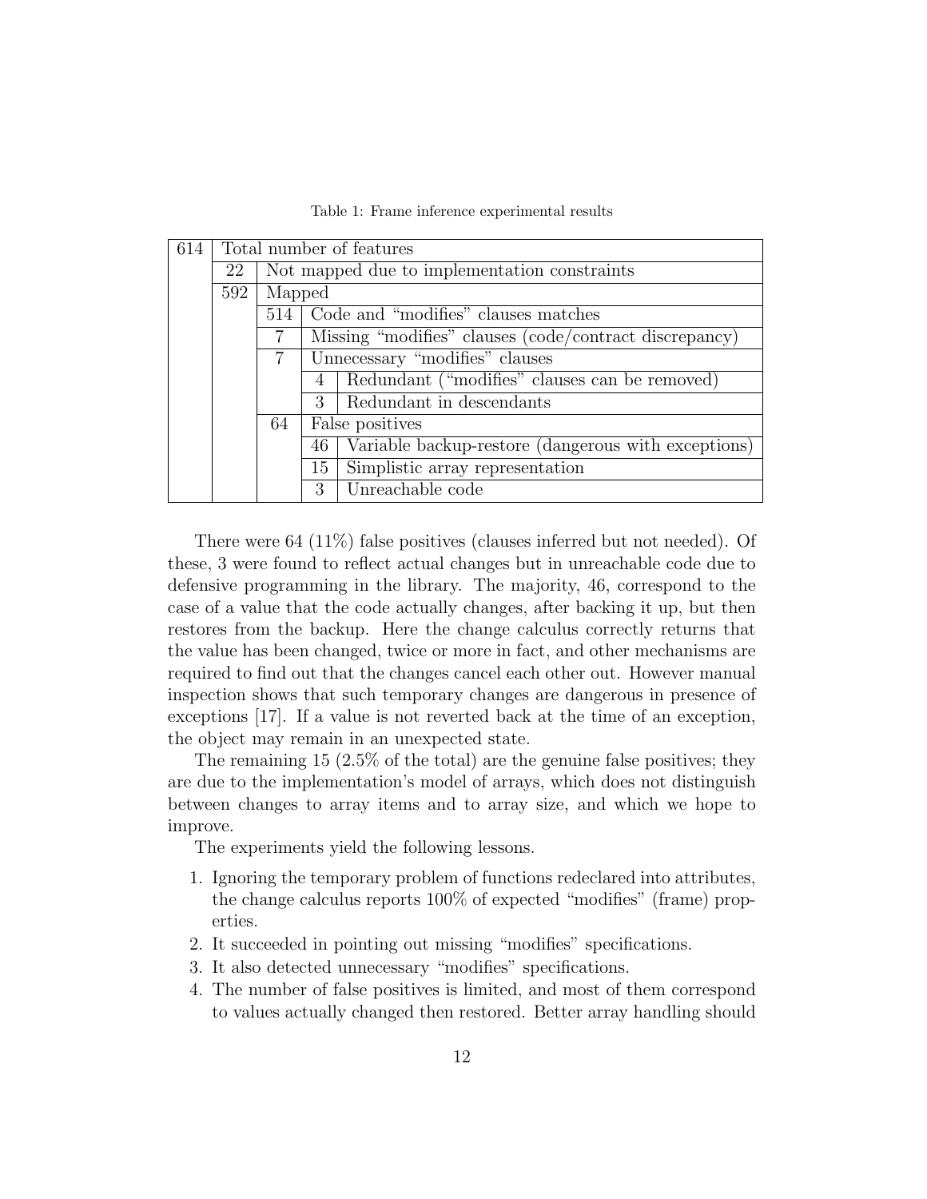Table 1: Frame inference experimental results

| | | | | |
|---|---|---|---|---|
| 614 | Total number of features | | | |
| | 22 | Not mapped due to implementation constraints | | |
| | 592 | Mapped | | |
| | | 514 | Code and “modifies” clauses matches | |
| | | 7 | Missing “modifies” clauses (code/contract discrepancy) | |
| | | 7 | Unnecessary “modifies” clauses | |
| | | | 4 | Redundant (“modifies” clauses can be removed) |
| | | | 3 | Redundant in descendants |
| | | 64 | False positives | |
| | | | 46 | Variable backup-restore (dangerous with exceptions) |
| | | | 15 | Simplistic array representation |
| | | | 3 | Unreachable code |

There were 64 (11%) false positives (clauses inferred but not needed). Of these, 3 were found to reflect actual changes but in unreachable code due to defensive programming in the library. The majority, 46, correspond to the case of a value that the code actually changes, after backing it up, but then restores from the backup. Here the change calculus correctly returns that the value has been changed, twice or more in fact, and other mechanisms are required to find out that the changes cancel each other out. However manual inspection shows that such temporary changes are dangerous in presence of exceptions [17]. If a value is not reverted back at the time of an exception, the object may remain in an unexpected state.

The remaining 15 (2.5% of the total) are the genuine false positives; they are due to the implementation's model of arrays, which does not distinguish between changes to array items and to array size, and which we hope to improve.

The experiments yield the following lessons.

1. Ignoring the temporary problem of functions redeclared into attributes, the change calculus reports 100% of expected “modifies” (frame) properties.
2. It succeeded in pointing out missing “modifies” specifications.
3. It also detected unnecessary “modifies” specifications.
4. The number of false positives is limited, and most of them correspond to values actually changed then restored. Better array handling should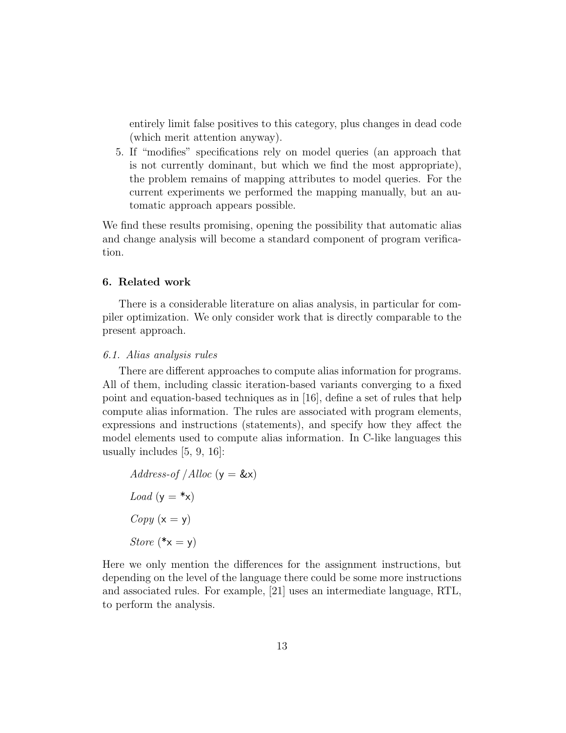entirely limit false positives to this category, plus changes in dead code (which merit attention anyway).

5. If "modifies" specifications rely on model queries (an approach that is not currently dominant, but which we find the most appropriate), the problem remains of mapping attributes to model queries. For the current experiments we performed the mapping manually, but an automatic approach appears possible.

We find these results promising, opening the possibility that automatic alias and change analysis will become a standard component of program verification.

## 6. Related work

There is a considerable literature on alias analysis, in particular for compiler optimization. We only consider work that is directly comparable to the present approach.

### 6.1. Alias analysis rules

There are different approaches to compute alias information for programs. All of them, including classic iteration-based variants converging to a fixed point and equation-based techniques as in [16], define a set of rules that help compute alias information. The rules are associated with program elements, expressions and instructions (statements), and specify how they affect the model elements used to compute alias information. In C-like languages this usually includes [5, 9, 16]:

*Address-of / Alloc* (y = &x)

*Load* (y = *x)

*Copy* (x = y)

*Store* (*x = y)

Here we only mention the differences for the assignment instructions, but depending on the level of the language there could be some more instructions and associated rules. For example, [21] uses an intermediate language, RTL, to perform the analysis.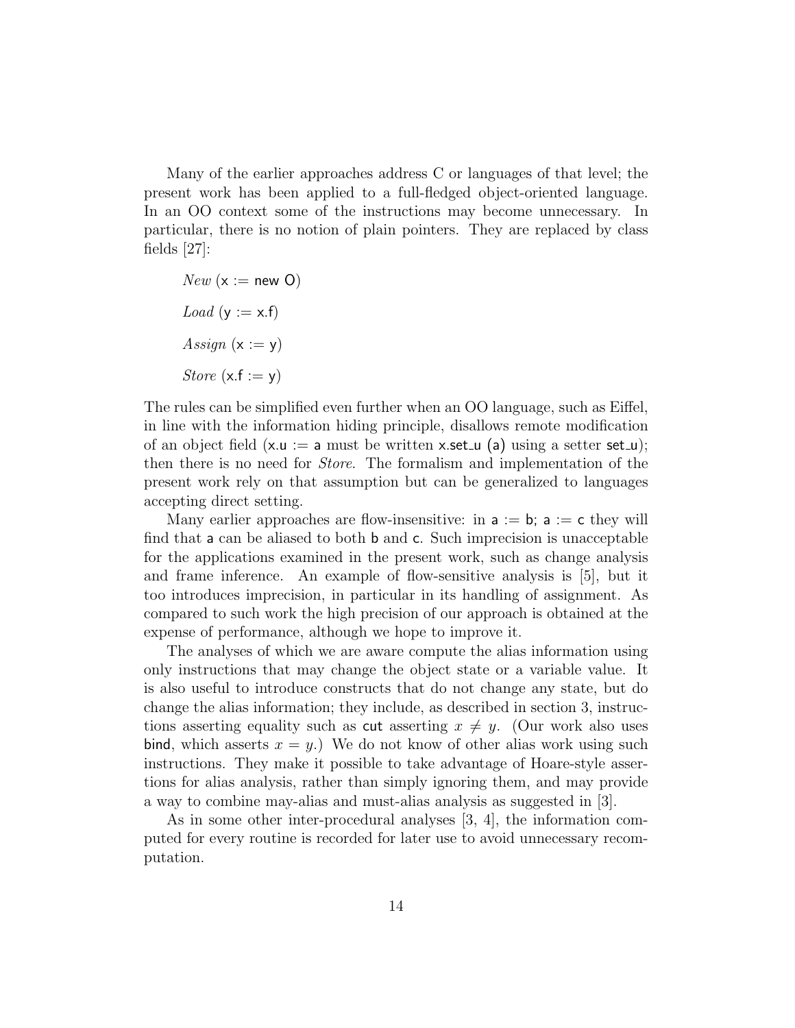Many of the earlier approaches address C or languages of that level; the present work has been applied to a full-fledged object-oriented language. In an OO context some of the instructions may become unnecessary. In particular, there is no notion of plain pointers. They are replaced by class fields [27]:

*New* (x := new O)

*Load* (y := x.f)

*Assign* (x := y)

*Store* (x.f := y)

The rules can be simplified even further when an OO language, such as Eiffel, in line with the information hiding principle, disallows remote modification of an object field (x.u := a must be written x.set_u (a) using a setter set_u); then there is no need for *Store*. The formalism and implementation of the present work rely on that assumption but can be generalized to languages accepting direct setting.

Many earlier approaches are flow-insensitive: in a := b; a := c they will find that a can be aliased to both b and c. Such imprecision is unacceptable for the applications examined in the present work, such as change analysis and frame inference. An example of flow-sensitive analysis is [5], but it too introduces imprecision, in particular in its handling of assignment. As compared to such work the high precision of our approach is obtained at the expense of performance, although we hope to improve it.

The analyses of which we are aware compute the alias information using only instructions that may change the object state or a variable value. It is also useful to introduce constructs that do not change any state, but do change the alias information; they include, as described in section 3, instructions asserting equality such as cut asserting $x \neq y$. (Our work also uses bind, which asserts $x = y$.) We do not know of other alias work using such instructions. They make it possible to take advantage of Hoare-style assertions for alias analysis, rather than simply ignoring them, and may provide a way to combine may-alias and must-alias analysis as suggested in [3].

As in some other inter-procedural analyses [3, 4], the information computed for every routine is recorded for later use to avoid unnecessary recomputation.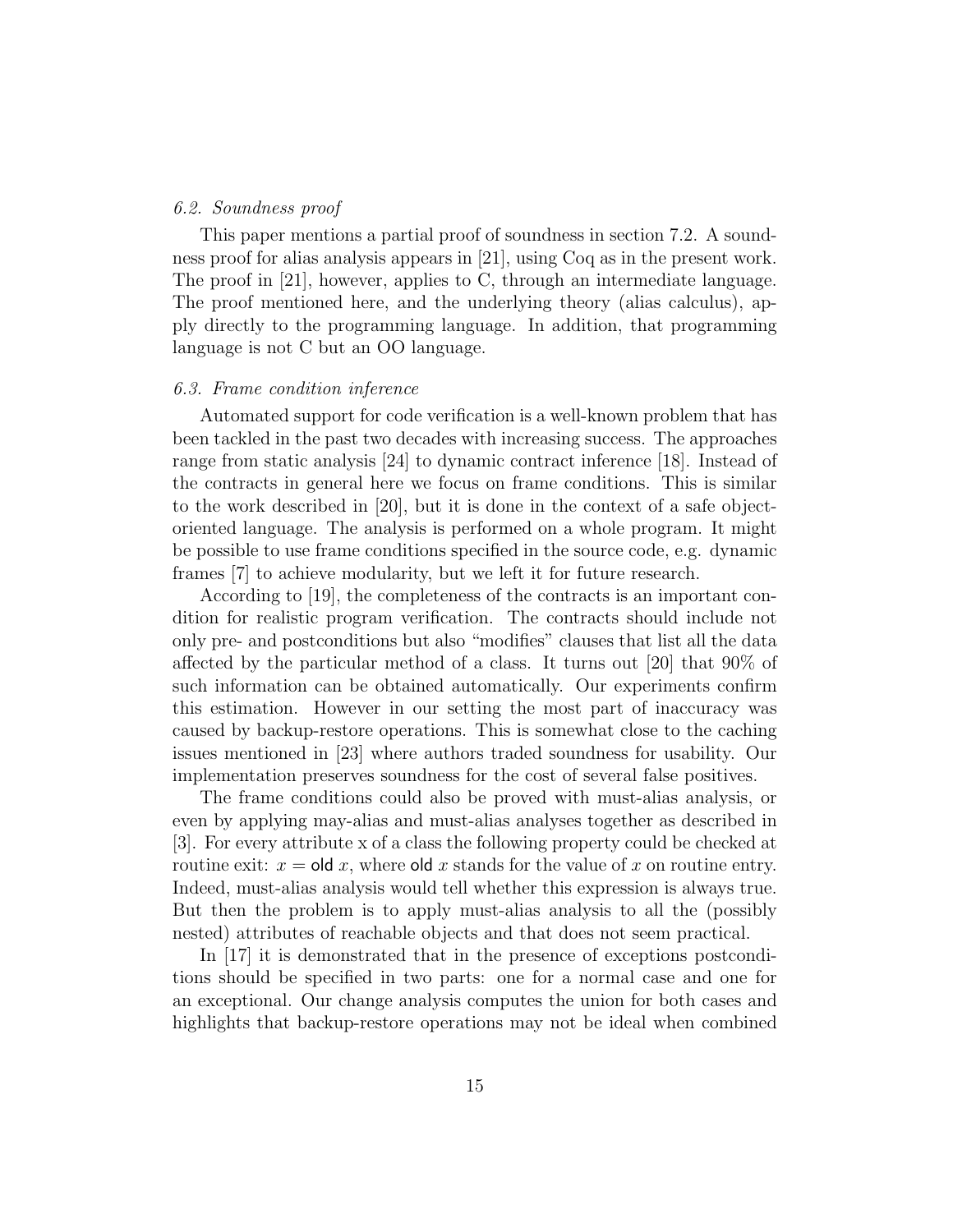### *6.2. Soundness proof*

This paper mentions a partial proof of soundness in section 7.2. A soundness proof for alias analysis appears in [21], using Coq as in the present work. The proof in [21], however, applies to C, through an intermediate language. The proof mentioned here, and the underlying theory (alias calculus), apply directly to the programming language. In addition, that programming language is not C but an OO language.

### *6.3. Frame condition inference*

Automated support for code verification is a well-known problem that has been tackled in the past two decades with increasing success. The approaches range from static analysis [24] to dynamic contract inference [18]. Instead of the contracts in general here we focus on frame conditions. This is similar to the work described in [20], but it is done in the context of a safe object-oriented language. The analysis is performed on a whole program. It might be possible to use frame conditions specified in the source code, e.g. dynamic frames [7] to achieve modularity, but we left it for future research.

According to [19], the completeness of the contracts is an important condition for realistic program verification. The contracts should include not only pre- and postconditions but also "modifies" clauses that list all the data affected by the particular method of a class. It turns out [20] that 90% of such information can be obtained automatically. Our experiments confirm this estimation. However in our setting the most part of inaccuracy was caused by backup-restore operations. This is somewhat close to the caching issues mentioned in [23] where authors traded soundness for usability. Our implementation preserves soundness for the cost of several false positives.

The frame conditions could also be proved with must-alias analysis, or even by applying may-alias and must-alias analyses together as described in [3]. For every attribute x of a class the following property could be checked at routine exit: $x = \mathsf{old}\ x$, where $\mathsf{old}\ x$ stands for the value of $x$ on routine entry. Indeed, must-alias analysis would tell whether this expression is always true. But then the problem is to apply must-alias analysis to all the (possibly nested) attributes of reachable objects and that does not seem practical.

In [17] it is demonstrated that in the presence of exceptions postconditions should be specified in two parts: one for a normal case and one for an exceptional. Our change analysis computes the union for both cases and highlights that backup-restore operations may not be ideal when combined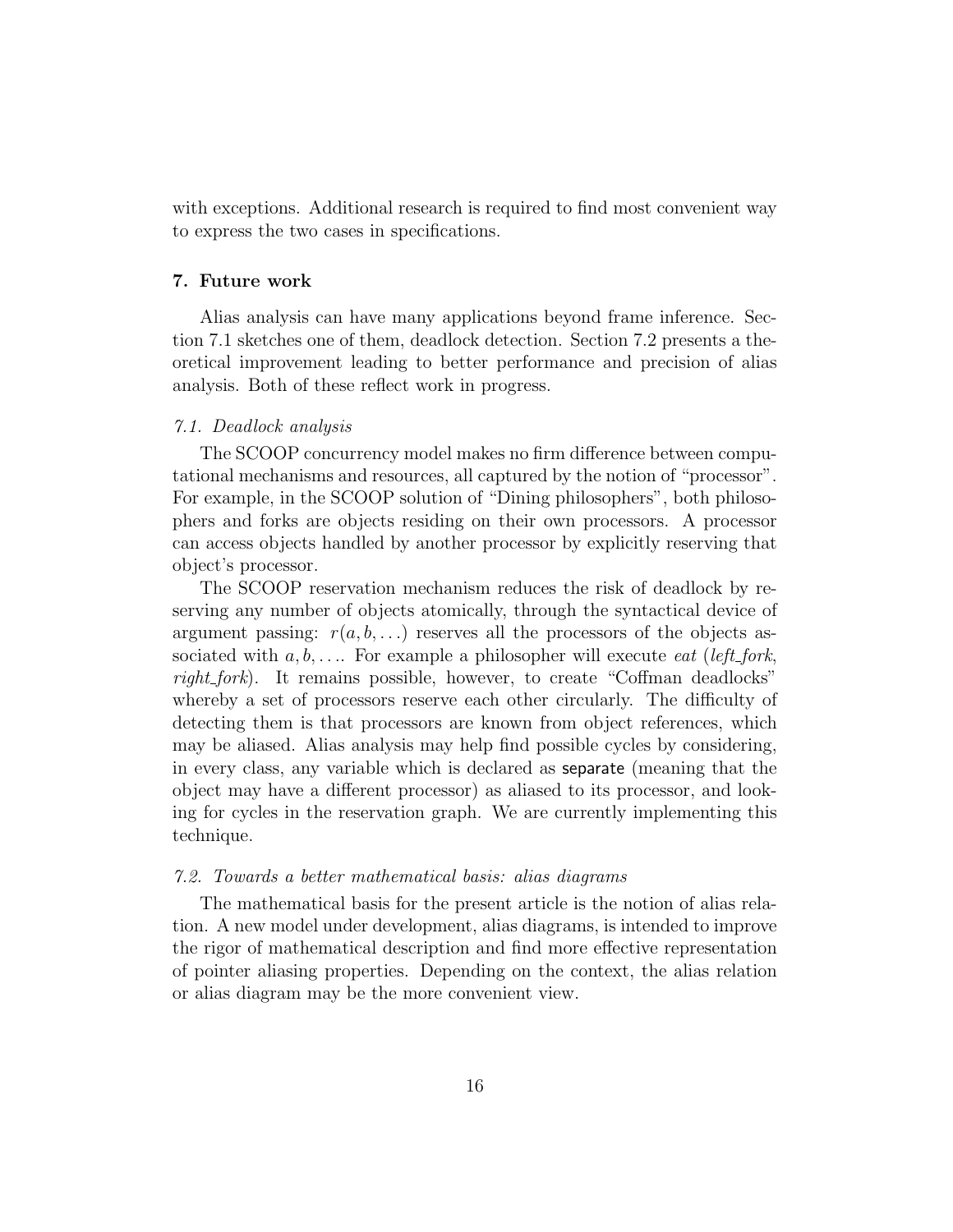with exceptions. Additional research is required to find most convenient way to express the two cases in specifications.

## 7. Future work

Alias analysis can have many applications beyond frame inference. Section 7.1 sketches one of them, deadlock detection. Section 7.2 presents a theoretical improvement leading to better performance and precision of alias analysis. Both of these reflect work in progress.

### *7.1. Deadlock analysis*

The SCOOP concurrency model makes no firm difference between computational mechanisms and resources, all captured by the notion of "processor". For example, in the SCOOP solution of "Dining philosophers", both philosophers and forks are objects residing on their own processors. A processor can access objects handled by another processor by explicitly reserving that object's processor.

The SCOOP reservation mechanism reduces the risk of deadlock by reserving any number of objects atomically, through the syntactical device of argument passing: $r(a, b, \ldots)$ reserves all the processors of the objects associated with $a, b, \ldots$. For example a philosopher will execute *eat* (*left_fork*, *right_fork*). It remains possible, however, to create "Coffman deadlocks" whereby a set of processors reserve each other circularly. The difficulty of detecting them is that processors are known from object references, which may be aliased. Alias analysis may help find possible cycles by considering, in every class, any variable which is declared as separate (meaning that the object may have a different processor) as aliased to its processor, and looking for cycles in the reservation graph. We are currently implementing this technique.

### *7.2. Towards a better mathematical basis: alias diagrams*

The mathematical basis for the present article is the notion of alias relation. A new model under development, alias diagrams, is intended to improve the rigor of mathematical description and find more effective representation of pointer aliasing properties. Depending on the context, the alias relation or alias diagram may be the more convenient view.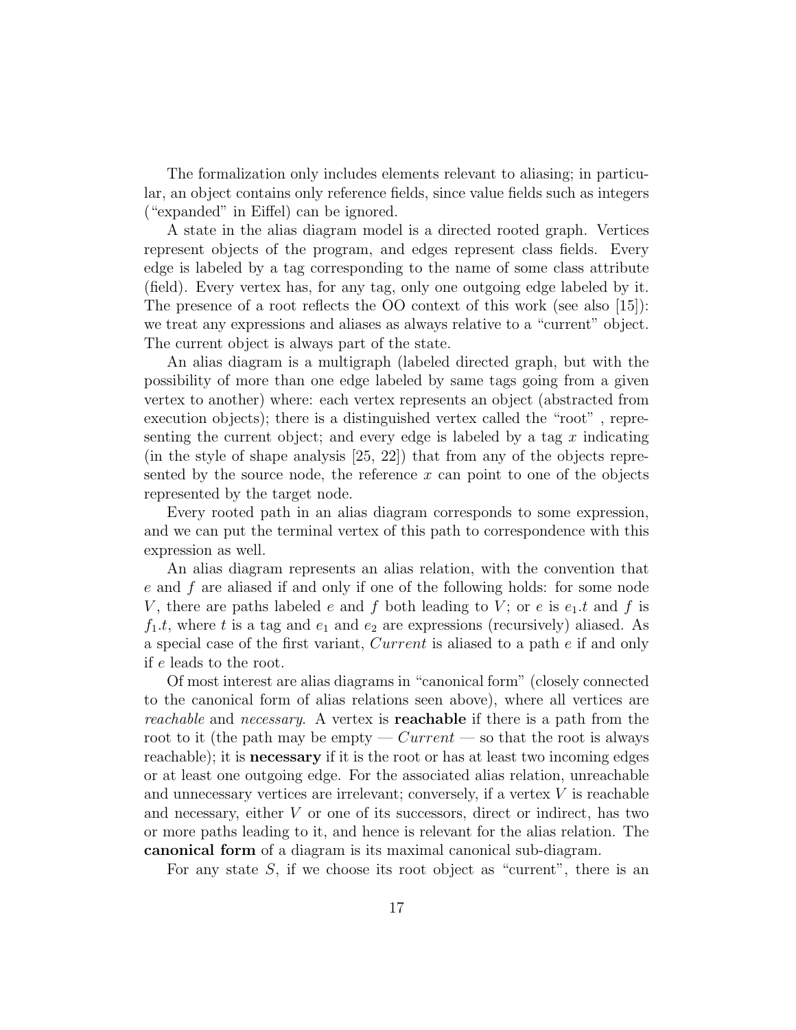The formalization only includes elements relevant to aliasing; in particular, an object contains only reference fields, since value fields such as integers ("expanded" in Eiffel) can be ignored.

A state in the alias diagram model is a directed rooted graph. Vertices represent objects of the program, and edges represent class fields. Every edge is labeled by a tag corresponding to the name of some class attribute (field). Every vertex has, for any tag, only one outgoing edge labeled by it. The presence of a root reflects the OO context of this work (see also [15]): we treat any expressions and aliases as always relative to a "current" object. The current object is always part of the state.

An alias diagram is a multigraph (labeled directed graph, but with the possibility of more than one edge labeled by same tags going from a given vertex to another) where: each vertex represents an object (abstracted from execution objects); there is a distinguished vertex called the "root" , representing the current object; and every edge is labeled by a tag $x$ indicating (in the style of shape analysis [25, 22]) that from any of the objects represented by the source node, the reference $x$ can point to one of the objects represented by the target node.

Every rooted path in an alias diagram corresponds to some expression, and we can put the terminal vertex of this path to correspondence with this expression as well.

An alias diagram represents an alias relation, with the convention that $e$ and $f$ are aliased if and only if one of the following holds: for some node $V$, there are paths labeled $e$ and $f$ both leading to $V$; or $e$ is $e_1.t$ and $f$ is $f_1.t$, where $t$ is a tag and $e_1$ and $e_2$ are expressions (recursively) aliased. As a special case of the first variant, $Current$ is aliased to a path $e$ if and only if $e$ leads to the root.

Of most interest are alias diagrams in "canonical form" (closely connected to the canonical form of alias relations seen above), where all vertices are *reachable* and *necessary*. A vertex is **reachable** if there is a path from the root to it (the path may be empty — $Current$ — so that the root is always reachable); it is **necessary** if it is the root or has at least two incoming edges or at least one outgoing edge. For the associated alias relation, unreachable and unnecessary vertices are irrelevant; conversely, if a vertex $V$ is reachable and necessary, either $V$ or one of its successors, direct or indirect, has two or more paths leading to it, and hence is relevant for the alias relation. The **canonical form** of a diagram is its maximal canonical sub-diagram.

For any state $S$, if we choose its root object as "current", there is an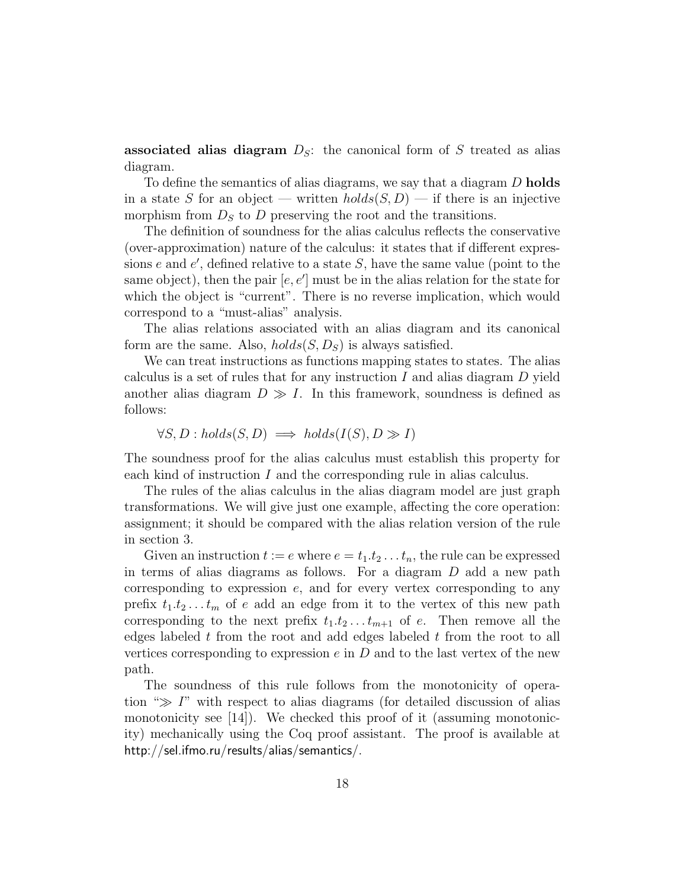**associated alias diagram** $D_S$: the canonical form of $S$ treated as alias diagram.

To define the semantics of alias diagrams, we say that a diagram $D$ **holds** in a state $S$ for an object — written $holds(S, D)$ — if there is an injective morphism from $D_S$ to $D$ preserving the root and the transitions.

The definition of soundness for the alias calculus reflects the conservative (over-approximation) nature of the calculus: it states that if different expressions $e$ and $e'$, defined relative to a state $S$, have the same value (point to the same object), then the pair $[e, e']$ must be in the alias relation for the state for which the object is "current". There is no reverse implication, which would correspond to a "must-alias" analysis.

The alias relations associated with an alias diagram and its canonical form are the same. Also, $holds(S, D_S)$ is always satisfied.

We can treat instructions as functions mapping states to states. The alias calculus is a set of rules that for any instruction $I$ and alias diagram $D$ yield another alias diagram $D \gg I$. In this framework, soundness is defined as follows:

$$\forall S, D : holds(S, D) \implies holds(I(S), D \gg I)$$

The soundness proof for the alias calculus must establish this property for each kind of instruction $I$ and the corresponding rule in alias calculus.

The rules of the alias calculus in the alias diagram model are just graph transformations. We will give just one example, affecting the core operation: assignment; it should be compared with the alias relation version of the rule in section 3.

Given an instruction $t := e$ where $e = t_1.t_2 \ldots t_n$, the rule can be expressed in terms of alias diagrams as follows. For a diagram $D$ add a new path corresponding to expression $e$, and for every vertex corresponding to any prefix $t_1.t_2 \ldots t_m$ of $e$ add an edge from it to the vertex of this new path corresponding to the next prefix $t_1.t_2 \ldots t_{m+1}$ of $e$. Then remove all the edges labeled $t$ from the root and add edges labeled $t$ from the root to all vertices corresponding to expression $e$ in $D$ and to the last vertex of the new path.

The soundness of this rule follows from the monotonicity of operation "$\gg I$" with respect to alias diagrams (for detailed discussion of alias monotonicity see [14]). We checked this proof of it (assuming monotonicity) mechanically using the Coq proof assistant. The proof is available at http://sel.ifmo.ru/results/alias/semantics/.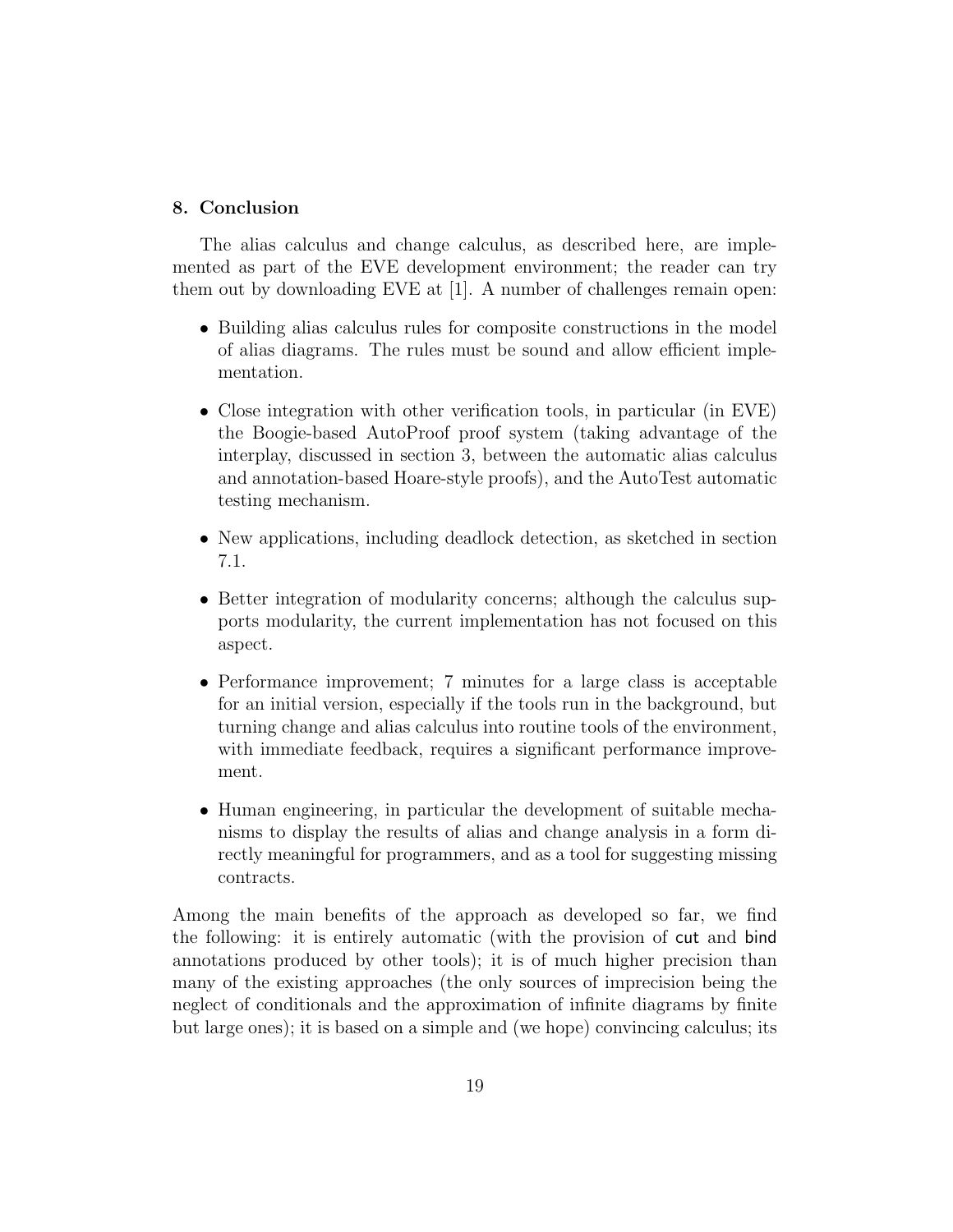## 8. Conclusion

The alias calculus and change calculus, as described here, are implemented as part of the EVE development environment; the reader can try them out by downloading EVE at [1]. A number of challenges remain open:

- Building alias calculus rules for composite constructions in the model of alias diagrams. The rules must be sound and allow efficient implementation.
- Close integration with other verification tools, in particular (in EVE) the Boogie-based AutoProof proof system (taking advantage of the interplay, discussed in section 3, between the automatic alias calculus and annotation-based Hoare-style proofs), and the AutoTest automatic testing mechanism.
- New applications, including deadlock detection, as sketched in section 7.1.
- Better integration of modularity concerns; although the calculus supports modularity, the current implementation has not focused on this aspect.
- Performance improvement; 7 minutes for a large class is acceptable for an initial version, especially if the tools run in the background, but turning change and alias calculus into routine tools of the environment, with immediate feedback, requires a significant performance improvement.
- Human engineering, in particular the development of suitable mechanisms to display the results of alias and change analysis in a form directly meaningful for programmers, and as a tool for suggesting missing contracts.

Among the main benefits of the approach as developed so far, we find the following: it is entirely automatic (with the provision of cut and bind annotations produced by other tools); it is of much higher precision than many of the existing approaches (the only sources of imprecision being the neglect of conditionals and the approximation of infinite diagrams by finite but large ones); it is based on a simple and (we hope) convincing calculus; its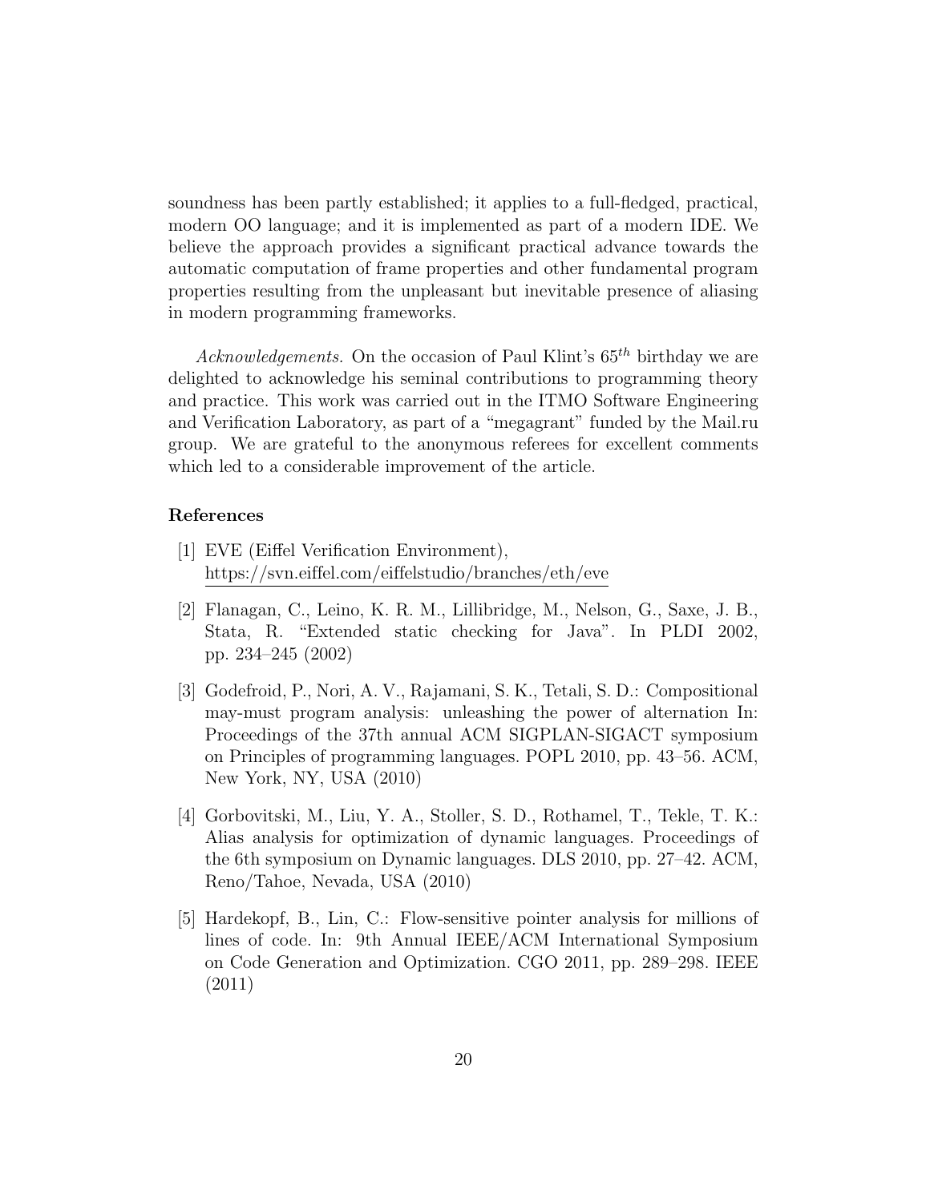soundness has been partly established; it applies to a full-fledged, practical, modern OO language; and it is implemented as part of a modern IDE. We believe the approach provides a significant practical advance towards the automatic computation of frame properties and other fundamental program properties resulting from the unpleasant but inevitable presence of aliasing in modern programming frameworks.

*Acknowledgements.* On the occasion of Paul Klint's $65^{th}$ birthday we are delighted to acknowledge his seminal contributions to programming theory and practice. This work was carried out in the ITMO Software Engineering and Verification Laboratory, as part of a "megagrant" funded by the Mail.ru group. We are grateful to the anonymous referees for excellent comments which led to a considerable improvement of the article.

## References

[1] EVE (Eiffel Verification Environment), https://svn.eiffel.com/eiffelstudio/branches/eth/eve

[2] Flanagan, C., Leino, K. R. M., Lillibridge, M., Nelson, G., Saxe, J. B., Stata, R. "Extended static checking for Java". In PLDI 2002, pp. 234–245 (2002)

[3] Godefroid, P., Nori, A. V., Rajamani, S. K., Tetali, S. D.: Compositional may-must program analysis: unleashing the power of alternation In: Proceedings of the 37th annual ACM SIGPLAN-SIGACT symposium on Principles of programming languages. POPL 2010, pp. 43–56. ACM, New York, NY, USA (2010)

[4] Gorbovitski, M., Liu, Y. A., Stoller, S. D., Rothamel, T., Tekle, T. K.: Alias analysis for optimization of dynamic languages. Proceedings of the 6th symposium on Dynamic languages. DLS 2010, pp. 27–42. ACM, Reno/Tahoe, Nevada, USA (2010)

[5] Hardekopf, B., Lin, C.: Flow-sensitive pointer analysis for millions of lines of code. In: 9th Annual IEEE/ACM International Symposium on Code Generation and Optimization. CGO 2011, pp. 289–298. IEEE (2011)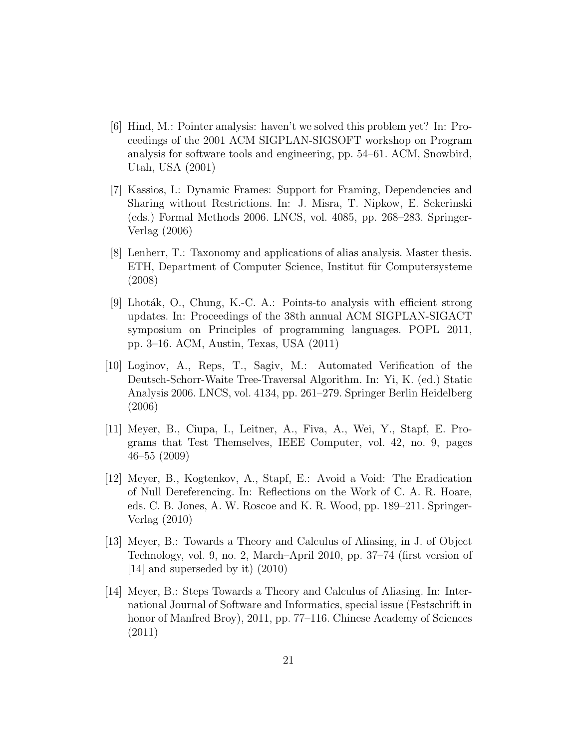[6] Hind, M.: Pointer analysis: haven't we solved this problem yet? In: Proceedings of the 2001 ACM SIGPLAN-SIGSOFT workshop on Program analysis for software tools and engineering, pp. 54–61. ACM, Snowbird, Utah, USA (2001)

[7] Kassios, I.: Dynamic Frames: Support for Framing, Dependencies and Sharing without Restrictions. In: J. Misra, T. Nipkow, E. Sekerinski (eds.) Formal Methods 2006. LNCS, vol. 4085, pp. 268–283. Springer-Verlag (2006)

[8] Lenherr, T.: Taxonomy and applications of alias analysis. Master thesis. ETH, Department of Computer Science, Institut für Computersysteme (2008)

[9] Lhoták, O., Chung, K.-C. A.: Points-to analysis with efficient strong updates. In: Proceedings of the 38th annual ACM SIGPLAN-SIGACT symposium on Principles of programming languages. POPL 2011, pp. 3–16. ACM, Austin, Texas, USA (2011)

[10] Loginov, A., Reps, T., Sagiv, M.: Automated Verification of the Deutsch-Schorr-Waite Tree-Traversal Algorithm. In: Yi, K. (ed.) Static Analysis 2006. LNCS, vol. 4134, pp. 261–279. Springer Berlin Heidelberg (2006)

[11] Meyer, B., Ciupa, I., Leitner, A., Fiva, A., Wei, Y., Stapf, E. Programs that Test Themselves, IEEE Computer, vol. 42, no. 9, pages 46–55 (2009)

[12] Meyer, B., Kogtenkov, A., Stapf, E.: Avoid a Void: The Eradication of Null Dereferencing. In: Reflections on the Work of C. A. R. Hoare, eds. C. B. Jones, A. W. Roscoe and K. R. Wood, pp. 189–211. Springer-Verlag (2010)

[13] Meyer, B.: Towards a Theory and Calculus of Aliasing, in J. of Object Technology, vol. 9, no. 2, March–April 2010, pp. 37–74 (first version of [14] and superseded by it) (2010)

[14] Meyer, B.: Steps Towards a Theory and Calculus of Aliasing. In: International Journal of Software and Informatics, special issue (Festschrift in honor of Manfred Broy), 2011, pp. 77–116. Chinese Academy of Sciences (2011)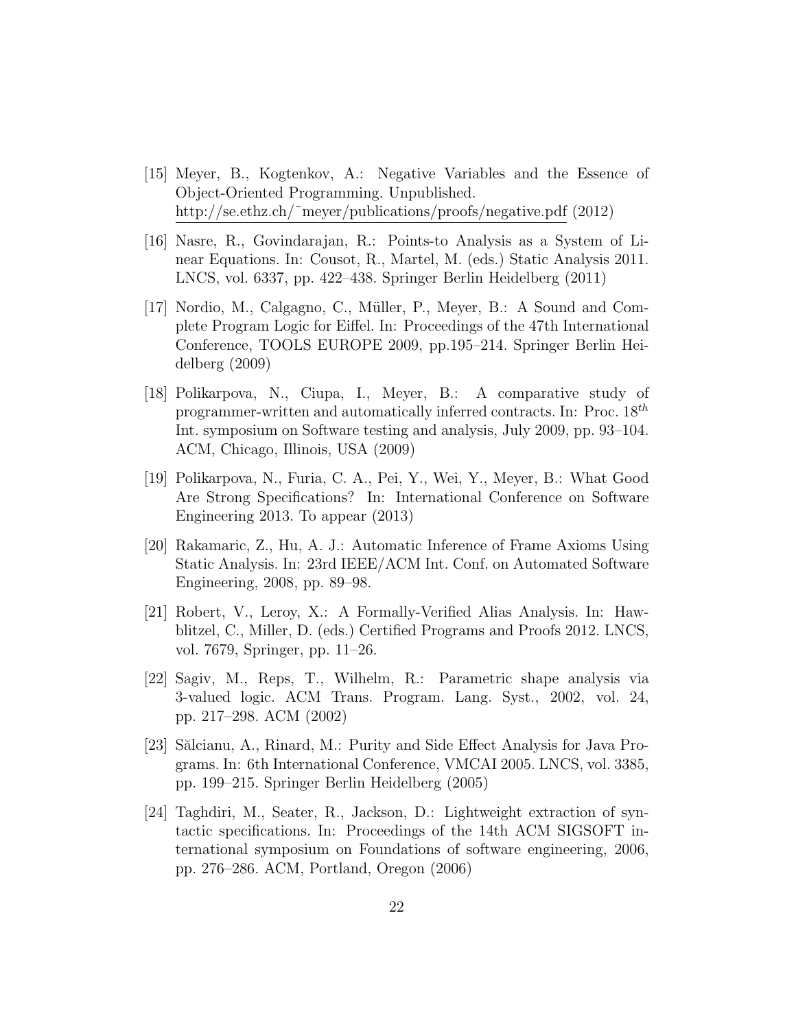[15] Meyer, B., Kogtenkov, A.: Negative Variables and the Essence of Object-Oriented Programming. Unpublished. http://se.ethz.ch/~meyer/publications/proofs/negative.pdf (2012)

[16] Nasre, R., Govindarajan, R.: Points-to Analysis as a System of Linear Equations. In: Cousot, R., Martel, M. (eds.) Static Analysis 2011. LNCS, vol. 6337, pp. 422–438. Springer Berlin Heidelberg (2011)

[17] Nordio, M., Calgagno, C., Müller, P., Meyer, B.: A Sound and Complete Program Logic for Eiffel. In: Proceedings of the 47th International Conference, TOOLS EUROPE 2009, pp.195–214. Springer Berlin Heidelberg (2009)

[18] Polikarpova, N., Ciupa, I., Meyer, B.: A comparative study of programmer-written and automatically inferred contracts. In: Proc. $18^{th}$ Int. symposium on Software testing and analysis, July 2009, pp. 93–104. ACM, Chicago, Illinois, USA (2009)

[19] Polikarpova, N., Furia, C. A., Pei, Y., Wei, Y., Meyer, B.: What Good Are Strong Specifications? In: International Conference on Software Engineering 2013. To appear (2013)

[20] Rakamaric, Z., Hu, A. J.: Automatic Inference of Frame Axioms Using Static Analysis. In: 23rd IEEE/ACM Int. Conf. on Automated Software Engineering, 2008, pp. 89–98.

[21] Robert, V., Leroy, X.: A Formally-Verified Alias Analysis. In: Hawblitzel, C., Miller, D. (eds.) Certified Programs and Proofs 2012. LNCS, vol. 7679, Springer, pp. 11–26.

[22] Sagiv, M., Reps, T., Wilhelm, R.: Parametric shape analysis via 3-valued logic. ACM Trans. Program. Lang. Syst., 2002, vol. 24, pp. 217–298. ACM (2002)

[23] Sălcianu, A., Rinard, M.: Purity and Side Effect Analysis for Java Programs. In: 6th International Conference, VMCAI 2005. LNCS, vol. 3385, pp. 199–215. Springer Berlin Heidelberg (2005)

[24] Taghdiri, M., Seater, R., Jackson, D.: Lightweight extraction of syntactic specifications. In: Proceedings of the 14th ACM SIGSOFT international symposium on Foundations of software engineering, 2006, pp. 276–286. ACM, Portland, Oregon (2006)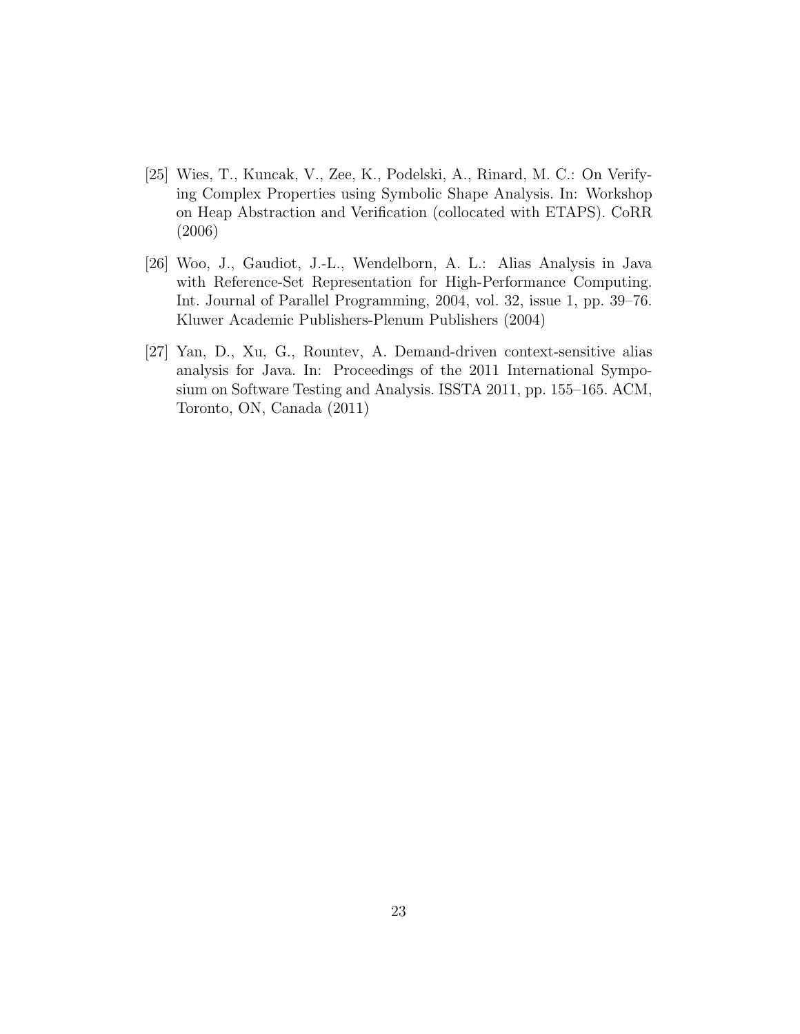[25] Wies, T., Kuncak, V., Zee, K., Podelski, A., Rinard, M. C.: On Verifying Complex Properties using Symbolic Shape Analysis. In: Workshop on Heap Abstraction and Verification (collocated with ETAPS). CoRR (2006)

[26] Woo, J., Gaudiot, J.-L., Wendelborn, A. L.: Alias Analysis in Java with Reference-Set Representation for High-Performance Computing. Int. Journal of Parallel Programming, 2004, vol. 32, issue 1, pp. 39–76. Kluwer Academic Publishers-Plenum Publishers (2004)

[27] Yan, D., Xu, G., Rountev, A. Demand-driven context-sensitive alias analysis for Java. In: Proceedings of the 2011 International Symposium on Software Testing and Analysis. ISSTA 2011, pp. 155–165. ACM, Toronto, ON, Canada (2011)